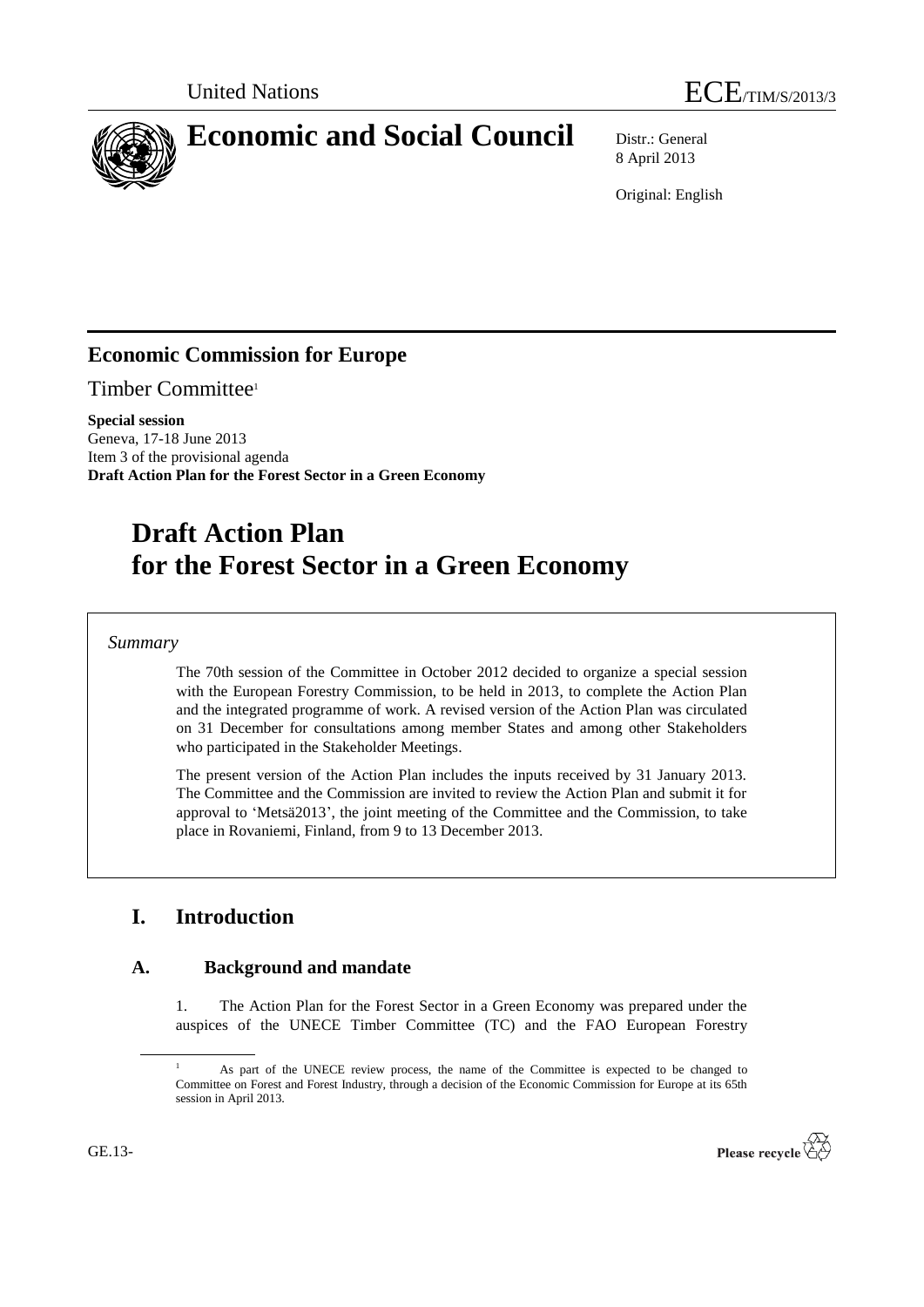United Nations

ECE/TIM/S/2013/3

# Economic and Social Council

Distr.: General
8 April 2013

Original: English

## Economic Commission for Europe

Timber Committee[1]

**Special session**
Geneva, 17-18 June 2013
Item 3 of the provisional agenda
**Draft Action Plan for the Forest Sector in a Green Economy**

# Draft Action Plan for the Forest Sector in a Green Economy

*Summary*

The 70th session of the Committee in October 2012 decided to organize a special session with the European Forestry Commission, to be held in 2013, to complete the Action Plan and the integrated programme of work. A revised version of the Action Plan was circulated on 31 December for consultations among member States and among other Stakeholders who participated in the Stakeholder Meetings.

The present version of the Action Plan includes the inputs received by 31 January 2013. The Committee and the Commission are invited to review the Action Plan and submit it for approval to 'Metsä2013', the joint meeting of the Committee and the Commission, to take place in Rovaniemi, Finland, from 9 to 13 December 2013.

## I. Introduction

### A. Background and mandate

1. The Action Plan for the Forest Sector in a Green Economy was prepared under the auspices of the UNECE Timber Committee (TC) and the FAO European Forestry

[1] As part of the UNECE review process, the name of the Committee is expected to be changed to Committee on Forest and Forest Industry, through a decision of the Economic Commission for Europe at its 65th session in April 2013.

GE.13-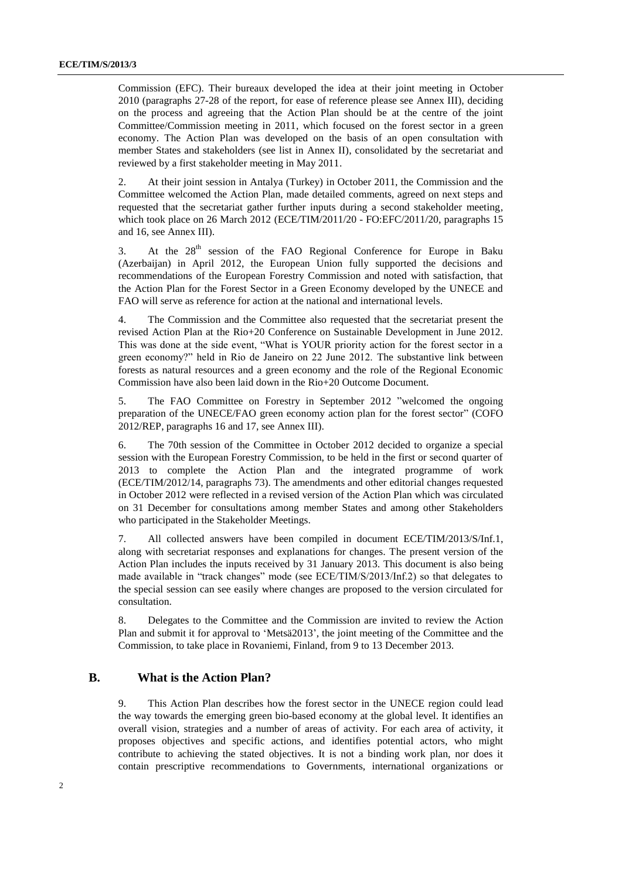Commission (EFC). Their bureaux developed the idea at their joint meeting in October 2010 (paragraphs 27-28 of the report, for ease of reference please see Annex III), deciding on the process and agreeing that the Action Plan should be at the centre of the joint Committee/Commission meeting in 2011, which focused on the forest sector in a green economy. The Action Plan was developed on the basis of an open consultation with member States and stakeholders (see list in Annex II), consolidated by the secretariat and reviewed by a first stakeholder meeting in May 2011.

2. At their joint session in Antalya (Turkey) in October 2011, the Commission and the Committee welcomed the Action Plan, made detailed comments, agreed on next steps and requested that the secretariat gather further inputs during a second stakeholder meeting, which took place on 26 March 2012 (ECE/TIM/2011/20 - FO:EFC/2011/20, paragraphs 15 and 16, see Annex III).

3. At the 28th session of the FAO Regional Conference for Europe in Baku (Azerbaijan) in April 2012, the European Union fully supported the decisions and recommendations of the European Forestry Commission and noted with satisfaction, that the Action Plan for the Forest Sector in a Green Economy developed by the UNECE and FAO will serve as reference for action at the national and international levels.

4. The Commission and the Committee also requested that the secretariat present the revised Action Plan at the Rio+20 Conference on Sustainable Development in June 2012. This was done at the side event, "What is YOUR priority action for the forest sector in a green economy?" held in Rio de Janeiro on 22 June 2012. The substantive link between forests as natural resources and a green economy and the role of the Regional Economic Commission have also been laid down in the Rio+20 Outcome Document.

5. The FAO Committee on Forestry in September 2012 "welcomed the ongoing preparation of the UNECE/FAO green economy action plan for the forest sector" (COFO 2012/REP, paragraphs 16 and 17, see Annex III).

6. The 70th session of the Committee in October 2012 decided to organize a special session with the European Forestry Commission, to be held in the first or second quarter of 2013 to complete the Action Plan and the integrated programme of work (ECE/TIM/2012/14, paragraphs 73). The amendments and other editorial changes requested in October 2012 were reflected in a revised version of the Action Plan which was circulated on 31 December for consultations among member States and among other Stakeholders who participated in the Stakeholder Meetings.

7. All collected answers have been compiled in document ECE/TIM/2013/S/Inf.1, along with secretariat responses and explanations for changes. The present version of the Action Plan includes the inputs received by 31 January 2013. This document is also being made available in "track changes" mode (see ECE/TIM/S/2013/Inf.2) so that delegates to the special session can see easily where changes are proposed to the version circulated for consultation.

8. Delegates to the Committee and the Commission are invited to review the Action Plan and submit it for approval to 'Metsä2013', the joint meeting of the Committee and the Commission, to take place in Rovaniemi, Finland, from 9 to 13 December 2013.

## B. What is the Action Plan?

9. This Action Plan describes how the forest sector in the UNECE region could lead the way towards the emerging green bio-based economy at the global level. It identifies an overall vision, strategies and a number of areas of activity. For each area of activity, it proposes objectives and specific actions, and identifies potential actors, who might contribute to achieving the stated objectives. It is not a binding work plan, nor does it contain prescriptive recommendations to Governments, international organizations or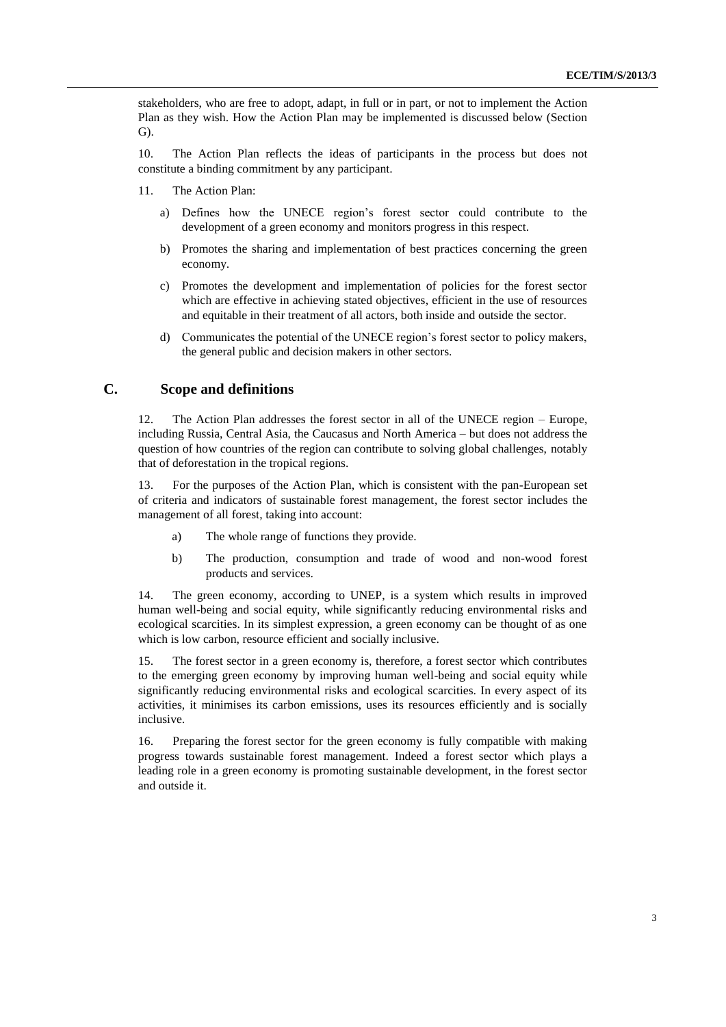stakeholders, who are free to adopt, adapt, in full or in part, or not to implement the Action Plan as they wish. How the Action Plan may be implemented is discussed below (Section G).

10. The Action Plan reflects the ideas of participants in the process but does not constitute a binding commitment by any participant.

11. The Action Plan:

a) Defines how the UNECE region's forest sector could contribute to the development of a green economy and monitors progress in this respect.

b) Promotes the sharing and implementation of best practices concerning the green economy.

c) Promotes the development and implementation of policies for the forest sector which are effective in achieving stated objectives, efficient in the use of resources and equitable in their treatment of all actors, both inside and outside the sector.

d) Communicates the potential of the UNECE region's forest sector to policy makers, the general public and decision makers in other sectors.

## C. Scope and definitions

12. The Action Plan addresses the forest sector in all of the UNECE region – Europe, including Russia, Central Asia, the Caucasus and North America – but does not address the question of how countries of the region can contribute to solving global challenges, notably that of deforestation in the tropical regions.

13. For the purposes of the Action Plan, which is consistent with the pan-European set of criteria and indicators of sustainable forest management, the forest sector includes the management of all forest, taking into account:

a) The whole range of functions they provide.

b) The production, consumption and trade of wood and non-wood forest products and services.

14. The green economy, according to UNEP, is a system which results in improved human well-being and social equity, while significantly reducing environmental risks and ecological scarcities. In its simplest expression, a green economy can be thought of as one which is low carbon, resource efficient and socially inclusive.

15. The forest sector in a green economy is, therefore, a forest sector which contributes to the emerging green economy by improving human well-being and social equity while significantly reducing environmental risks and ecological scarcities. In every aspect of its activities, it minimises its carbon emissions, uses its resources efficiently and is socially inclusive.

16. Preparing the forest sector for the green economy is fully compatible with making progress towards sustainable forest management. Indeed a forest sector which plays a leading role in a green economy is promoting sustainable development, in the forest sector and outside it.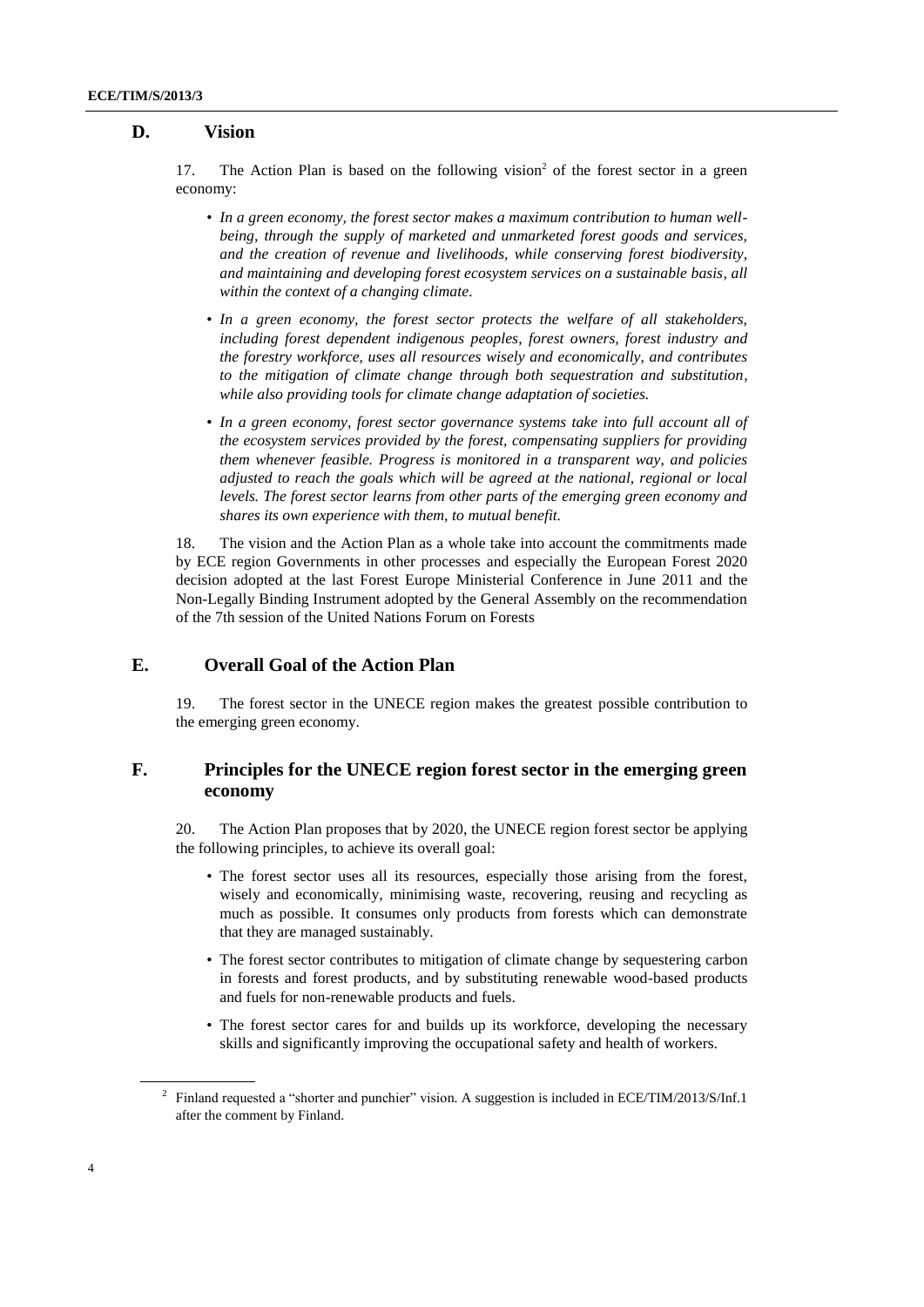## D. Vision

17. The Action Plan is based on the following vision[2] of the forest sector in a green economy:

- *In a green economy, the forest sector makes a maximum contribution to human well-being, through the supply of marketed and unmarketed forest goods and services, and the creation of revenue and livelihoods, while conserving forest biodiversity, and maintaining and developing forest ecosystem services on a sustainable basis, all within the context of a changing climate.*
- *In a green economy, the forest sector protects the welfare of all stakeholders, including forest dependent indigenous peoples, forest owners, forest industry and the forestry workforce, uses all resources wisely and economically, and contributes to the mitigation of climate change through both sequestration and substitution, while also providing tools for climate change adaptation of societies.*
- *In a green economy, forest sector governance systems take into full account all of the ecosystem services provided by the forest, compensating suppliers for providing them whenever feasible. Progress is monitored in a transparent way, and policies adjusted to reach the goals which will be agreed at the national, regional or local levels. The forest sector learns from other parts of the emerging green economy and shares its own experience with them, to mutual benefit.*

18. The vision and the Action Plan as a whole take into account the commitments made by ECE region Governments in other processes and especially the European Forest 2020 decision adopted at the last Forest Europe Ministerial Conference in June 2011 and the Non-Legally Binding Instrument adopted by the General Assembly on the recommendation of the 7th session of the United Nations Forum on Forests

## E. Overall Goal of the Action Plan

19. The forest sector in the UNECE region makes the greatest possible contribution to the emerging green economy.

## F. Principles for the UNECE region forest sector in the emerging green economy

20. The Action Plan proposes that by 2020, the UNECE region forest sector be applying the following principles, to achieve its overall goal:

- The forest sector uses all its resources, especially those arising from the forest, wisely and economically, minimising waste, recovering, reusing and recycling as much as possible. It consumes only products from forests which can demonstrate that they are managed sustainably.
- The forest sector contributes to mitigation of climate change by sequestering carbon in forests and forest products, and by substituting renewable wood-based products and fuels for non-renewable products and fuels.
- The forest sector cares for and builds up its workforce, developing the necessary skills and significantly improving the occupational safety and health of workers.

---

[2] Finland requested a "shorter and punchier" vision. A suggestion is included in ECE/TIM/2013/S/Inf.1 after the comment by Finland.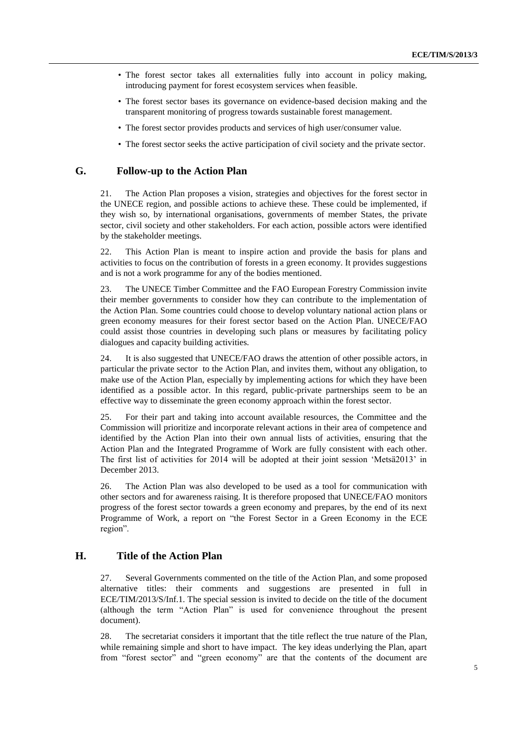- The forest sector takes all externalities fully into account in policy making, introducing payment for forest ecosystem services when feasible.
- The forest sector bases its governance on evidence-based decision making and the transparent monitoring of progress towards sustainable forest management.
- The forest sector provides products and services of high user/consumer value.
- The forest sector seeks the active participation of civil society and the private sector.

## G. Follow-up to the Action Plan

21. The Action Plan proposes a vision, strategies and objectives for the forest sector in the UNECE region, and possible actions to achieve these. These could be implemented, if they wish so, by international organisations, governments of member States, the private sector, civil society and other stakeholders. For each action, possible actors were identified by the stakeholder meetings.

22. This Action Plan is meant to inspire action and provide the basis for plans and activities to focus on the contribution of forests in a green economy. It provides suggestions and is not a work programme for any of the bodies mentioned.

23. The UNECE Timber Committee and the FAO European Forestry Commission invite their member governments to consider how they can contribute to the implementation of the Action Plan. Some countries could choose to develop voluntary national action plans or green economy measures for their forest sector based on the Action Plan. UNECE/FAO could assist those countries in developing such plans or measures by facilitating policy dialogues and capacity building activities.

24. It is also suggested that UNECE/FAO draws the attention of other possible actors, in particular the private sector to the Action Plan, and invites them, without any obligation, to make use of the Action Plan, especially by implementing actions for which they have been identified as a possible actor. In this regard, public-private partnerships seem to be an effective way to disseminate the green economy approach within the forest sector.

25. For their part and taking into account available resources, the Committee and the Commission will prioritize and incorporate relevant actions in their area of competence and identified by the Action Plan into their own annual lists of activities, ensuring that the Action Plan and the Integrated Programme of Work are fully consistent with each other. The first list of activities for 2014 will be adopted at their joint session 'Metsä2013' in December 2013.

26. The Action Plan was also developed to be used as a tool for communication with other sectors and for awareness raising. It is therefore proposed that UNECE/FAO monitors progress of the forest sector towards a green economy and prepares, by the end of its next Programme of Work, a report on "the Forest Sector in a Green Economy in the ECE region".

## H. Title of the Action Plan

27. Several Governments commented on the title of the Action Plan, and some proposed alternative titles: their comments and suggestions are presented in full in ECE/TIM/2013/S/Inf.1. The special session is invited to decide on the title of the document (although the term "Action Plan" is used for convenience throughout the present document).

28. The secretariat considers it important that the title reflect the true nature of the Plan, while remaining simple and short to have impact. The key ideas underlying the Plan, apart from "forest sector" and "green economy" are that the contents of the document are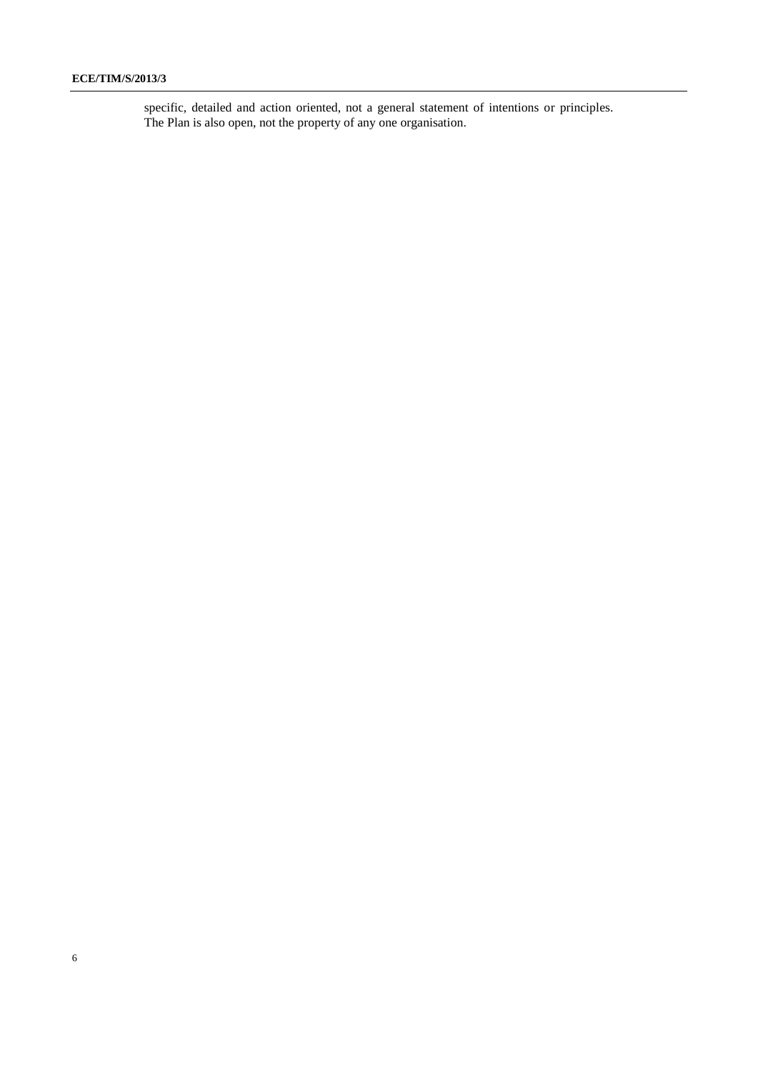specific, detailed and action oriented, not a general statement of intentions or principles. The Plan is also open, not the property of any one organisation.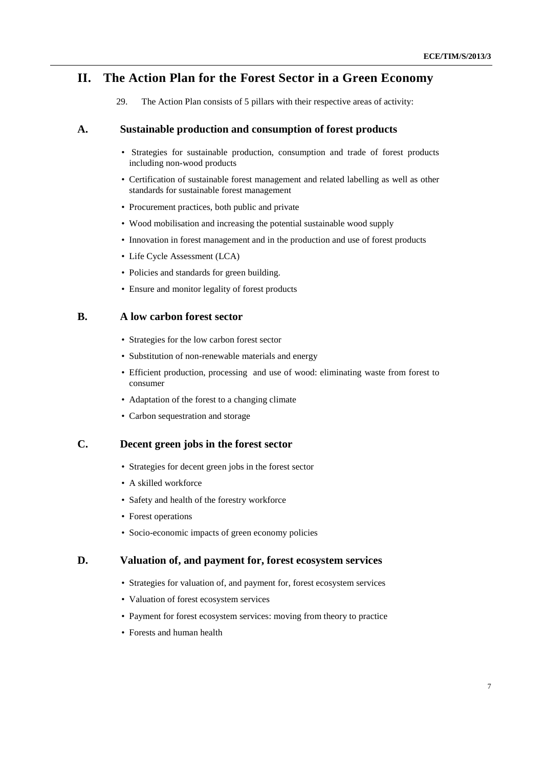# II. The Action Plan for the Forest Sector in a Green Economy

29. The Action Plan consists of 5 pillars with their respective areas of activity:

## A. Sustainable production and consumption of forest products

- Strategies for sustainable production, consumption and trade of forest products including non-wood products
- Certification of sustainable forest management and related labelling as well as other standards for sustainable forest management
- Procurement practices, both public and private
- Wood mobilisation and increasing the potential sustainable wood supply
- Innovation in forest management and in the production and use of forest products
- Life Cycle Assessment (LCA)
- Policies and standards for green building.
- Ensure and monitor legality of forest products

## B. A low carbon forest sector

- Strategies for the low carbon forest sector
- Substitution of non-renewable materials and energy
- Efficient production, processing and use of wood: eliminating waste from forest to consumer
- Adaptation of the forest to a changing climate
- Carbon sequestration and storage

## C. Decent green jobs in the forest sector

- Strategies for decent green jobs in the forest sector
- A skilled workforce
- Safety and health of the forestry workforce
- Forest operations
- Socio-economic impacts of green economy policies

## D. Valuation of, and payment for, forest ecosystem services

- Strategies for valuation of, and payment for, forest ecosystem services
- Valuation of forest ecosystem services
- Payment for forest ecosystem services: moving from theory to practice
- Forests and human health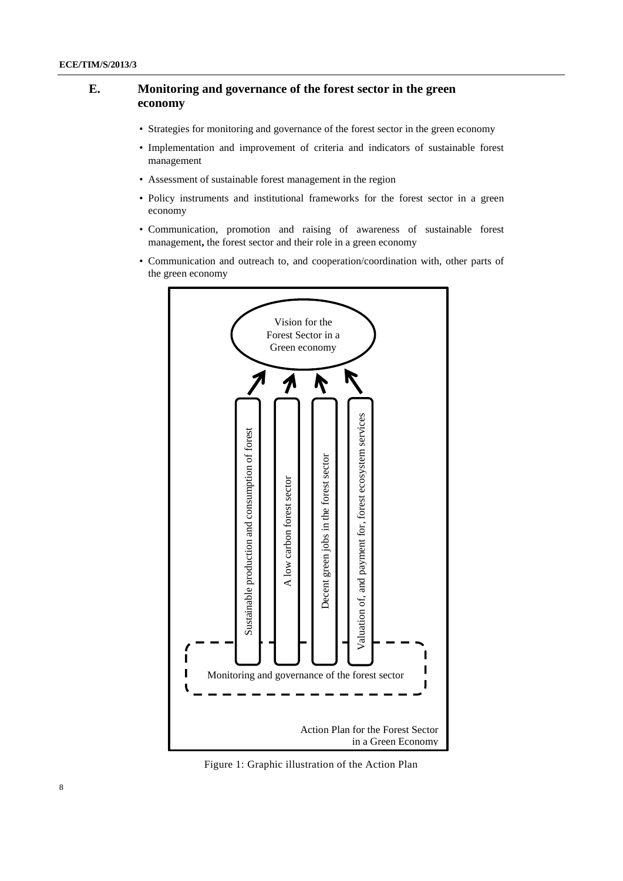## E. Monitoring and governance of the forest sector in the green economy

- Strategies for monitoring and governance of the forest sector in the green economy
- Implementation and improvement of criteria and indicators of sustainable forest management
- Assessment of sustainable forest management in the region
- Policy instruments and institutional frameworks for the forest sector in a green economy
- Communication, promotion and raising of awareness of sustainable forest management**,** the forest sector and their role in a green economy
- Communication and outreach to, and cooperation/coordination with, other parts of the green economy

Vision for the Forest Sector in a Green economy

Sustainable production and consumption of forest

A low carbon forest sector

Decent green jobs in the forest sector

Valuation of, and payment for, forest ecosystem services

Monitoring and governance of the forest sector

Action Plan for the Forest Sector in a Green Economy

Figure 1: Graphic illustration of the Action Plan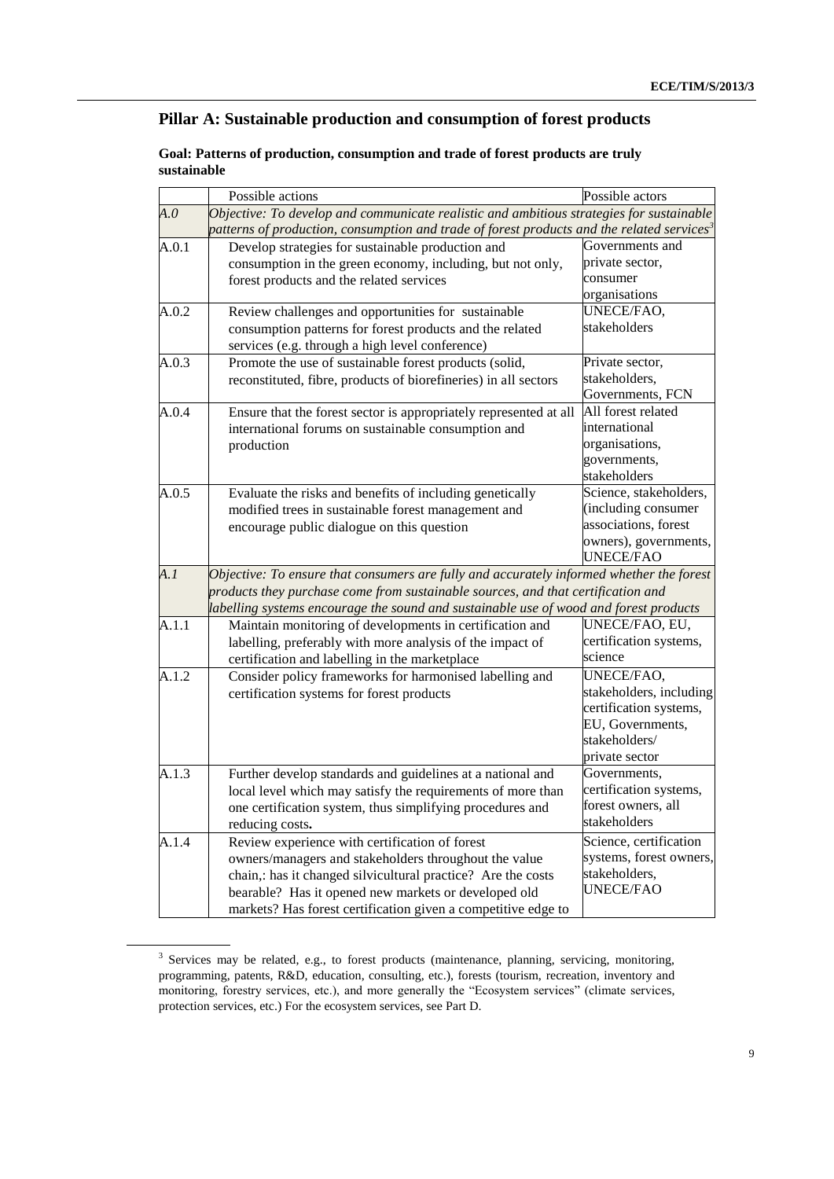## Pillar A: Sustainable production and consumption of forest products

**Goal: Patterns of production, consumption and trade of forest products are truly sustainable**

| | Possible actions | Possible actors |
|---|---|---|
| *A.0* | *Objective: To develop and communicate realistic and ambitious strategies for sustainable patterns of production, consumption and trade of forest products and the related services[3]* | |
| A.0.1 | Develop strategies for sustainable production and consumption in the green economy, including, but not only, forest products and the related services | Governments and private sector, consumer organisations |
| A.0.2 | Review challenges and opportunities for sustainable consumption patterns for forest products and the related services (e.g. through a high level conference) | UNECE/FAO, stakeholders |
| A.0.3 | Promote the use of sustainable forest products (solid, reconstituted, fibre, products of biorefineries) in all sectors | Private sector, stakeholders, Governments, FCN |
| A.0.4 | Ensure that the forest sector is appropriately represented at all international forums on sustainable consumption and production | All forest related international organisations, governments, stakeholders |
| A.0.5 | Evaluate the risks and benefits of including genetically modified trees in sustainable forest management and encourage public dialogue on this question | Science, stakeholders, (including consumer associations, forest owners), governments, UNECE/FAO |
| *A.1* | *Objective: To ensure that consumers are fully and accurately informed whether the forest products they purchase come from sustainable sources, and that certification and labelling systems encourage the sound and sustainable use of wood and forest products* | |
| A.1.1 | Maintain monitoring of developments in certification and labelling, preferably with more analysis of the impact of certification and labelling in the marketplace | UNECE/FAO, EU, certification systems, science |
| A.1.2 | Consider policy frameworks for harmonised labelling and certification systems for forest products | UNECE/FAO, stakeholders, including certification systems, EU, Governments, stakeholders/ private sector |
| A.1.3 | Further develop standards and guidelines at a national and local level which may satisfy the requirements of more than one certification system, thus simplifying procedures and reducing costs**.** | Governments, certification systems, forest owners, all stakeholders |
| A.1.4 | Review experience with certification of forest owners/managers and stakeholders throughout the value chain,: has it changed silvicultural practice? Are the costs bearable? Has it opened new markets or developed old markets? Has forest certification given a competitive edge to | Science, certification systems, forest owners, stakeholders, UNECE/FAO |

[3] Services may be related, e.g., to forest products (maintenance, planning, servicing, monitoring, programming, patents, R&D, education, consulting, etc.), forests (tourism, recreation, inventory and monitoring, forestry services, etc.), and more generally the "Ecosystem services" (climate services, protection services, etc.) For the ecosystem services, see Part D.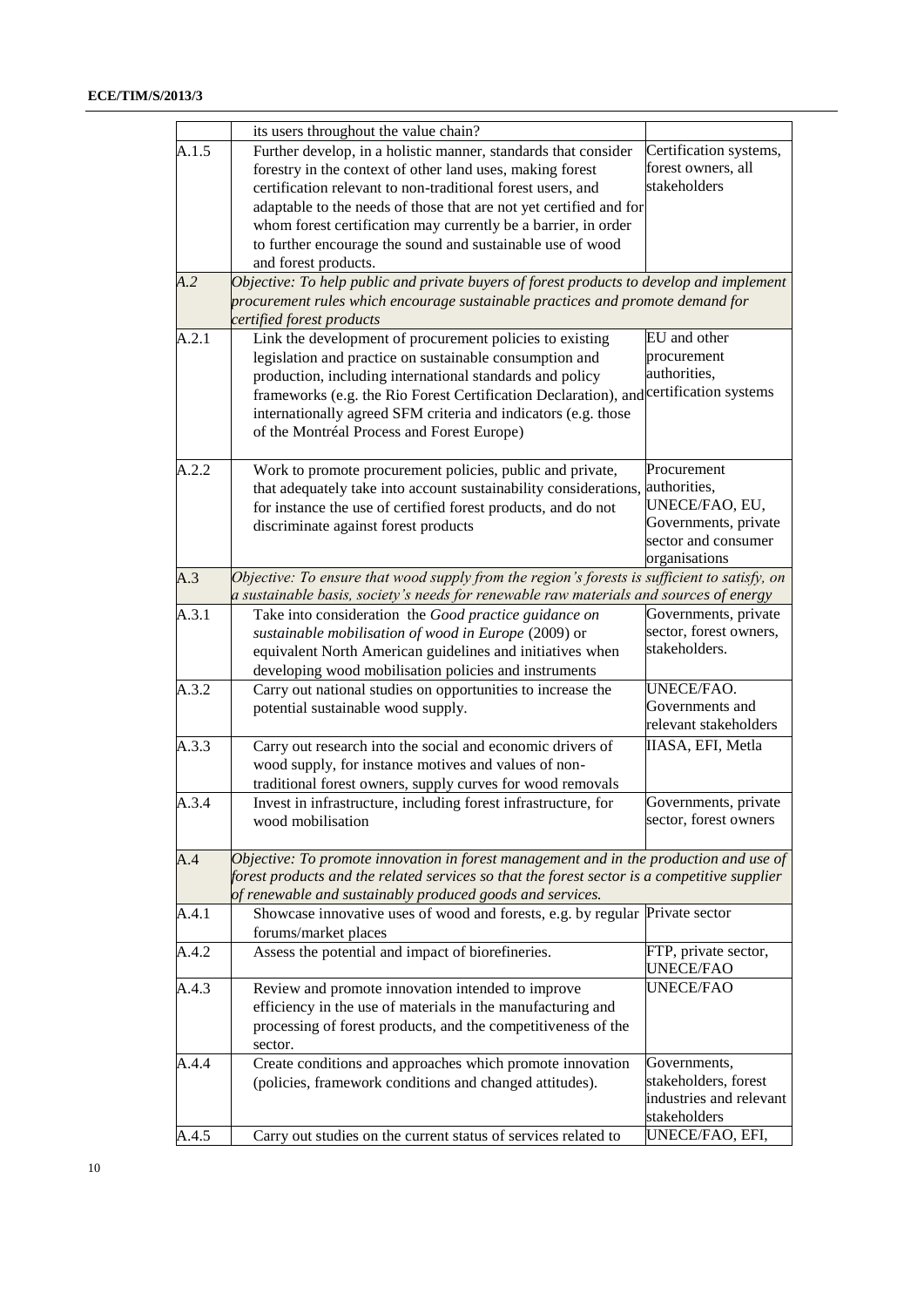| | | |
|---|---|---|
| | its users throughout the value chain? | |
| A.1.5 | Further develop, in a holistic manner, standards that consider forestry in the context of other land uses, making forest certification relevant to non-traditional forest users, and adaptable to the needs of those that are not yet certified and for whom forest certification may currently be a barrier, in order to further encourage the sound and sustainable use of wood and forest products. | Certification systems, forest owners, all stakeholders |
| *A.2* | *Objective: To help public and private buyers of forest products to develop and implement procurement rules which encourage sustainable practices and promote demand for certified forest products* | |
| A.2.1 | Link the development of procurement policies to existing legislation and practice on sustainable consumption and production, including international standards and policy frameworks (e.g. the Rio Forest Certification Declaration), and internationally agreed SFM criteria and indicators (e.g. those of the Montréal Process and Forest Europe) | EU and other procurement authorities, certification systems |
| A.2.2 | Work to promote procurement policies, public and private, that adequately take into account sustainability considerations, for instance the use of certified forest products, and do not discriminate against forest products | Procurement authorities, UNECE/FAO, EU, Governments, private sector and consumer organisations |
| A.3 | *Objective: To ensure that wood supply from the region's forests is sufficient to satisfy, on a sustainable basis, society's needs for renewable raw materials and sources of energy* | |
| A.3.1 | Take into consideration the *Good practice guidance on sustainable mobilisation of wood in Europe* (2009) or equivalent North American guidelines and initiatives when developing wood mobilisation policies and instruments | Governments, private sector, forest owners, stakeholders. |
| A.3.2 | Carry out national studies on opportunities to increase the potential sustainable wood supply. | UNECE/FAO. Governments and relevant stakeholders |
| A.3.3 | Carry out research into the social and economic drivers of wood supply, for instance motives and values of non-traditional forest owners, supply curves for wood removals | IIASA, EFI, Metla |
| A.3.4 | Invest in infrastructure, including forest infrastructure, for wood mobilisation | Governments, private sector, forest owners |
| A.4 | *Objective: To promote innovation in forest management and in the production and use of forest products and the related services so that the forest sector is a competitive supplier of renewable and sustainably produced goods and services.* | |
| A.4.1 | Showcase innovative uses of wood and forests, e.g. by regular forums/market places | Private sector |
| A.4.2 | Assess the potential and impact of biorefineries. | FTP, private sector, UNECE/FAO |
| A.4.3 | Review and promote innovation intended to improve efficiency in the use of materials in the manufacturing and processing of forest products, and the competitiveness of the sector. | UNECE/FAO |
| A.4.4 | Create conditions and approaches which promote innovation (policies, framework conditions and changed attitudes). | Governments, stakeholders, forest industries and relevant stakeholders |
| A.4.5 | Carry out studies on the current status of services related to | UNECE/FAO, EFI, |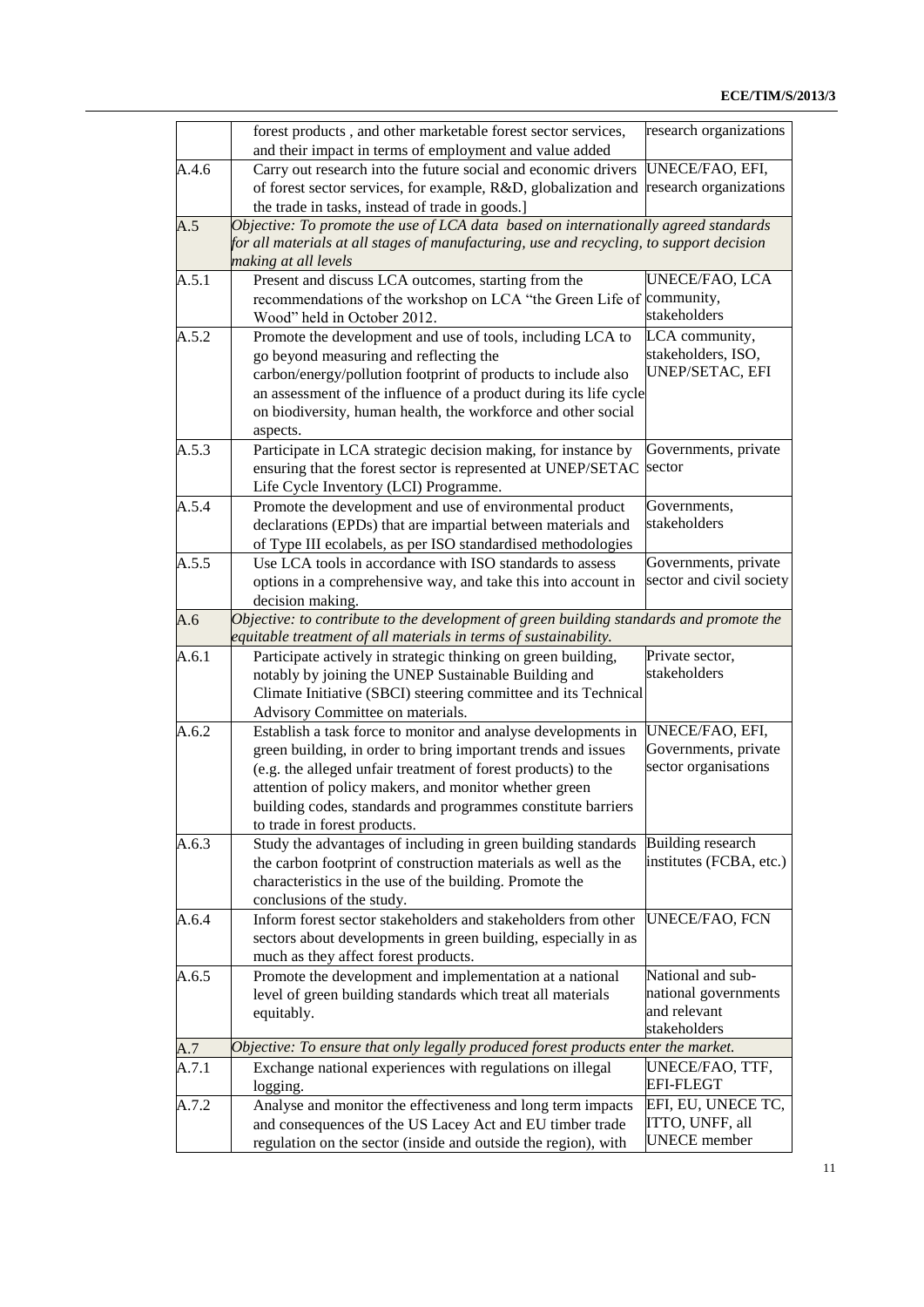| | | |
|---|---|---|
| | forest products , and other marketable forest sector services, and their impact in terms of employment and value added | research organizations |
| A.4.6 | Carry out research into the future social and economic drivers of forest sector services, for example, R&D, globalization and the trade in tasks, instead of trade in goods.] | UNECE/FAO, EFI, research organizations |
| A.5 | *Objective: To promote the use of LCA data based on internationally agreed standards for all materials at all stages of manufacturing, use and recycling, to support decision making at all levels* | |
| A.5.1 | Present and discuss LCA outcomes, starting from the recommendations of the workshop on LCA "the Green Life of Wood" held in October 2012. | UNECE/FAO, LCA community, stakeholders |
| A.5.2 | Promote the development and use of tools, including LCA to go beyond measuring and reflecting the carbon/energy/pollution footprint of products to include also an assessment of the influence of a product during its life cycle on biodiversity, human health, the workforce and other social aspects. | LCA community, stakeholders, ISO, UNEP/SETAC, EFI |
| A.5.3 | Participate in LCA strategic decision making, for instance by ensuring that the forest sector is represented at UNEP/SETAC Life Cycle Inventory (LCI) Programme. | Governments, private sector |
| A.5.4 | Promote the development and use of environmental product declarations (EPDs) that are impartial between materials and of Type III ecolabels, as per ISO standardised methodologies | Governments, stakeholders |
| A.5.5 | Use LCA tools in accordance with ISO standards to assess options in a comprehensive way, and take this into account in decision making. | Governments, private sector and civil society |
| A.6 | *Objective: to contribute to the development of green building standards and promote the equitable treatment of all materials in terms of sustainability.* | |
| A.6.1 | Participate actively in strategic thinking on green building, notably by joining the UNEP Sustainable Building and Climate Initiative (SBCI) steering committee and its Technical Advisory Committee on materials. | Private sector, stakeholders |
| A.6.2 | Establish a task force to monitor and analyse developments in green building, in order to bring important trends and issues (e.g. the alleged unfair treatment of forest products) to the attention of policy makers, and monitor whether green building codes, standards and programmes constitute barriers to trade in forest products. | UNECE/FAO, EFI, Governments, private sector organisations |
| A.6.3 | Study the advantages of including in green building standards the carbon footprint of construction materials as well as the characteristics in the use of the building. Promote the conclusions of the study. | Building research institutes (FCBA, etc.) |
| A.6.4 | Inform forest sector stakeholders and stakeholders from other sectors about developments in green building, especially in as much as they affect forest products. | UNECE/FAO, FCN |
| A.6.5 | Promote the development and implementation at a national level of green building standards which treat all materials equitably. | National and sub-national governments and relevant stakeholders |
| A.7 | *Objective: To ensure that only legally produced forest products enter the market.* | |
| A.7.1 | Exchange national experiences with regulations on illegal logging. | UNECE/FAO, TTF, EFI-FLEGT |
| A.7.2 | Analyse and monitor the effectiveness and long term impacts and consequences of the US Lacey Act and EU timber trade regulation on the sector (inside and outside the region), with | EFI, EU, UNECE TC, ITTO, UNFF, all UNECE member |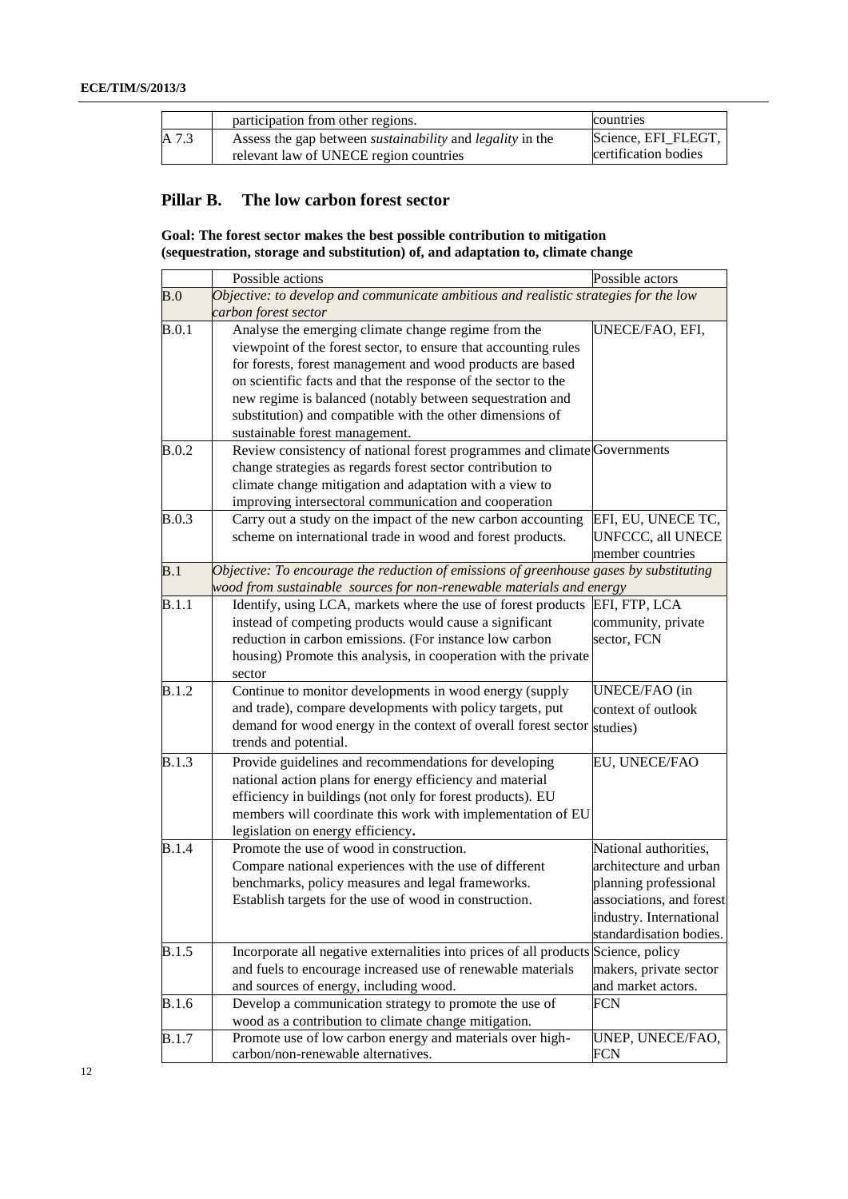| | | |
|---|---|---|
| | participation from other regions. | countries |
| A 7.3 | Assess the gap between *sustainability* and *legality* in the relevant law of UNECE region countries | Science, EFI_FLEGT, certification bodies |

## Pillar B. The low carbon forest sector

**Goal: The forest sector makes the best possible contribution to mitigation (sequestration, storage and substitution) of, and adaptation to, climate change**

| | Possible actions | Possible actors |
|---|---|---|
| B.0 | *Objective: to develop and communicate ambitious and realistic strategies for the low carbon forest sector* | |
| B.0.1 | Analyse the emerging climate change regime from the viewpoint of the forest sector, to ensure that accounting rules for forests, forest management and wood products are based on scientific facts and that the response of the sector to the new regime is balanced (notably between sequestration and substitution) and compatible with the other dimensions of sustainable forest management. | UNECE/FAO, EFI, |
| B.0.2 | Review consistency of national forest programmes and climate change strategies as regards forest sector contribution to climate change mitigation and adaptation with a view to improving intersectoral communication and cooperation | Governments |
| B.0.3 | Carry out a study on the impact of the new carbon accounting scheme on international trade in wood and forest products. | EFI, EU, UNECE TC, UNFCCC, all UNECE member countries |
| B.1 | *Objective: To encourage the reduction of emissions of greenhouse gases by substituting wood from sustainable sources for non-renewable materials and energy* | |
| B.1.1 | Identify, using LCA, markets where the use of forest products instead of competing products would cause a significant reduction in carbon emissions. (For instance low carbon housing) Promote this analysis, in cooperation with the private sector | EFI, FTP, LCA community, private sector, FCN |
| B.1.2 | Continue to monitor developments in wood energy (supply and trade), compare developments with policy targets, put demand for wood energy in the context of overall forest sector trends and potential. | UNECE/FAO (in context of outlook studies) |
| B.1.3 | Provide guidelines and recommendations for developing national action plans for energy efficiency and material efficiency in buildings (not only for forest products). EU members will coordinate this work with implementation of EU legislation on energy efficiency**.** | EU, UNECE/FAO |
| B.1.4 | Promote the use of wood in construction. Compare national experiences with the use of different benchmarks, policy measures and legal frameworks. Establish targets for the use of wood in construction. | National authorities, architecture and urban planning professional associations, and forest industry. International standardisation bodies. |
| B.1.5 | Incorporate all negative externalities into prices of all products and fuels to encourage increased use of renewable materials and sources of energy, including wood. | Science, policy makers, private sector and market actors. |
| B.1.6 | Develop a communication strategy to promote the use of wood as a contribution to climate change mitigation. | FCN |
| B.1.7 | Promote use of low carbon energy and materials over high-carbon/non-renewable alternatives. | UNEP, UNECE/FAO, FCN |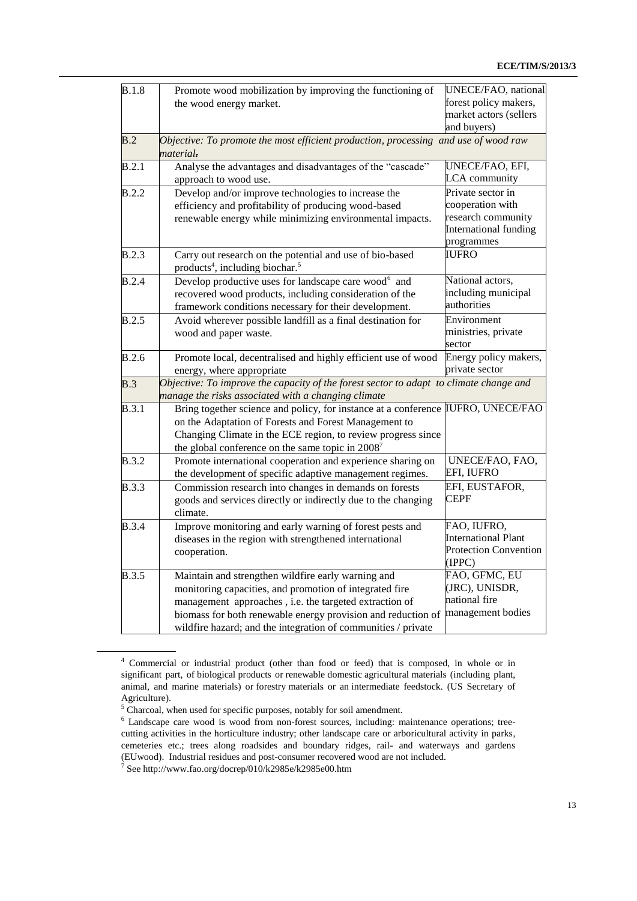| | | |
|---|---|---|
| B.1.8 | Promote wood mobilization by improving the functioning of the wood energy market. | UNECE/FAO, national forest policy makers, market actors (sellers and buyers) |
| B.2 | *Objective: To promote the most efficient production, processing and use of wood raw material.* | |
| B.2.1 | Analyse the advantages and disadvantages of the "cascade" approach to wood use. | UNECE/FAO, EFI, LCA community |
| B.2.2 | Develop and/or improve technologies to increase the efficiency and profitability of producing wood-based renewable energy while minimizing environmental impacts. | Private sector in cooperation with research community International funding programmes |
| B.2.3 | Carry out research on the potential and use of bio-based products[4], including biochar.[5] | IUFRO |
| B.2.4 | Develop productive uses for landscape care wood[6] and recovered wood products, including consideration of the framework conditions necessary for their development. | National actors, including municipal authorities |
| B.2.5 | Avoid wherever possible landfill as a final destination for wood and paper waste. | Environment ministries, private sector |
| B.2.6 | Promote local, decentralised and highly efficient use of wood energy, where appropriate | Energy policy makers, private sector |
| B.3 | *Objective: To improve the capacity of the forest sector to adapt to climate change and manage the risks associated with a changing climate* | |
| B.3.1 | Bring together science and policy, for instance at a conference on the Adaptation of Forests and Forest Management to Changing Climate in the ECE region, to review progress since the global conference on the same topic in 2008[7] | IUFRO, UNECE/FAO |
| B.3.2 | Promote international cooperation and experience sharing on the development of specific adaptive management regimes. | UNECE/FAO, FAO, EFI, IUFRO |
| B.3.3 | Commission research into changes in demands on forests goods and services directly or indirectly due to the changing climate. | EFI, EUSTAFOR, CEPF |
| B.3.4 | Improve monitoring and early warning of forest pests and diseases in the region with strengthened international cooperation. | FAO, IUFRO, International Plant Protection Convention (IPPC) |
| B.3.5 | Maintain and strengthen wildfire early warning and monitoring capacities, and promotion of integrated fire management approaches , i.e. the targeted extraction of biomass for both renewable energy provision and reduction of wildfire hazard; and the integration of communities / private | FAO, GFMC, EU (JRC), UNISDR, national fire management bodies |

[4] Commercial or industrial product (other than food or feed) that is composed, in whole or in significant part, of biological products or renewable domestic agricultural materials (including plant, animal, and marine materials) or forestry materials or an intermediate feedstock. (US Secretary of Agriculture).

[5] Charcoal, when used for specific purposes, notably for soil amendment.

[6] Landscape care wood is wood from non-forest sources, including: maintenance operations; tree-cutting activities in the horticulture industry; other landscape care or arboricultural activity in parks, cemeteries etc.; trees along roadsides and boundary ridges, rail- and waterways and gardens (EUwood). Industrial residues and post-consumer recovered wood are not included.

[7] See http://www.fao.org/docrep/010/k2985e/k2985e00.htm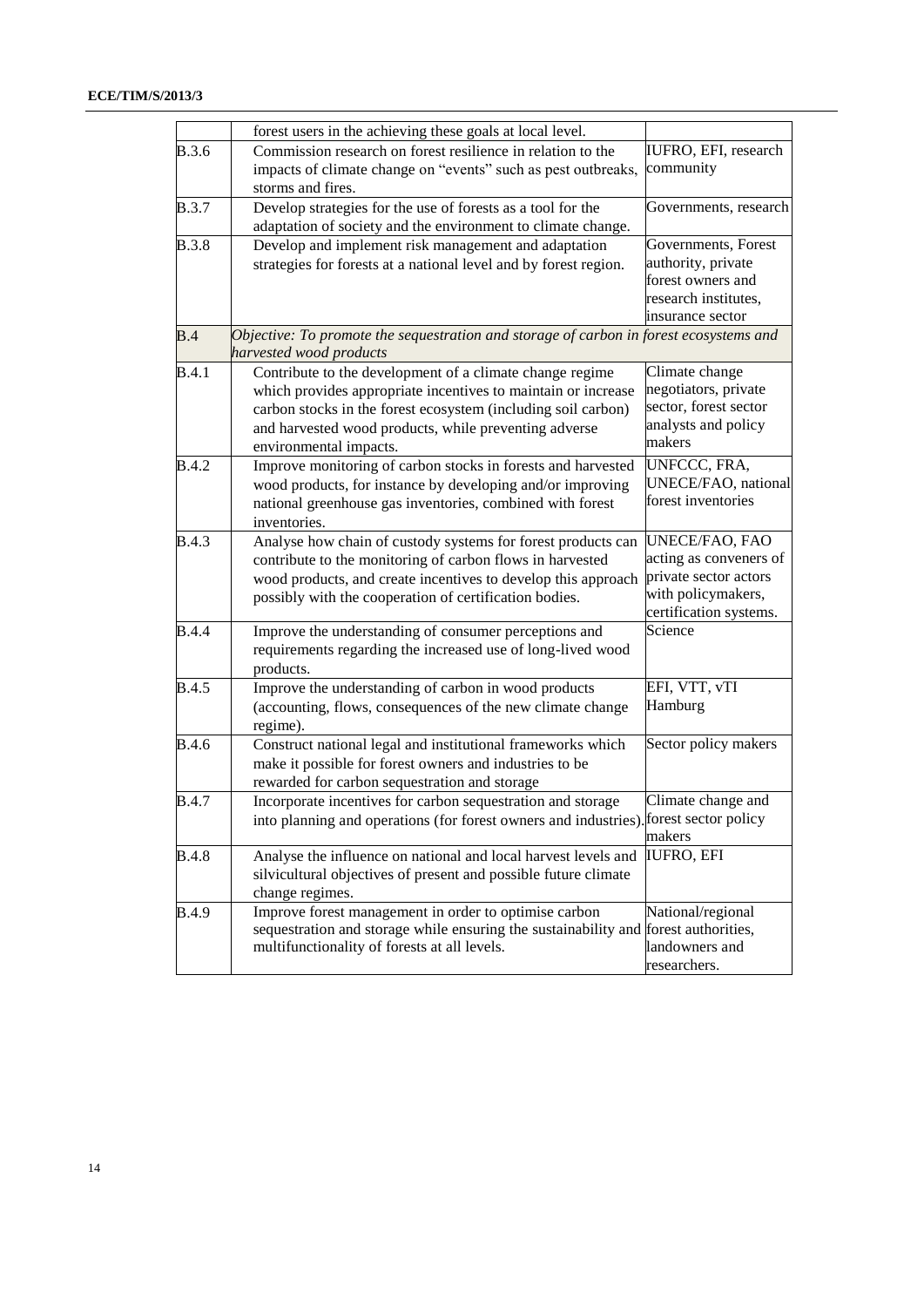| | | |
|---|---|---|
| | forest users in the achieving these goals at local level. | |
| B.3.6 | Commission research on forest resilience in relation to the impacts of climate change on "events" such as pest outbreaks, storms and fires. | IUFRO, EFI, research community |
| B.3.7 | Develop strategies for the use of forests as a tool for the adaptation of society and the environment to climate change. | Governments, research |
| B.3.8 | Develop and implement risk management and adaptation strategies for forests at a national level and by forest region. | Governments, Forest authority, private forest owners and research institutes, insurance sector |
| B.4 | *Objective: To promote the sequestration and storage of carbon in forest ecosystems and harvested wood products* | |
| B.4.1 | Contribute to the development of a climate change regime which provides appropriate incentives to maintain or increase carbon stocks in the forest ecosystem (including soil carbon) and harvested wood products, while preventing adverse environmental impacts. | Climate change negotiators, private sector, forest sector analysts and policy makers |
| B.4.2 | Improve monitoring of carbon stocks in forests and harvested wood products, for instance by developing and/or improving national greenhouse gas inventories, combined with forest inventories. | UNFCCC, FRA, UNECE/FAO, national forest inventories |
| B.4.3 | Analyse how chain of custody systems for forest products can contribute to the monitoring of carbon flows in harvested wood products, and create incentives to develop this approach possibly with the cooperation of certification bodies. | UNECE/FAO, FAO acting as conveners of private sector actors with policymakers, certification systems. |
| B.4.4 | Improve the understanding of consumer perceptions and requirements regarding the increased use of long-lived wood products. | Science |
| B.4.5 | Improve the understanding of carbon in wood products (accounting, flows, consequences of the new climate change regime). | EFI, VTT, vTI Hamburg |
| B.4.6 | Construct national legal and institutional frameworks which make it possible for forest owners and industries to be rewarded for carbon sequestration and storage | Sector policy makers |
| B.4.7 | Incorporate incentives for carbon sequestration and storage into planning and operations (for forest owners and industries). | Climate change and forest sector policy makers |
| B.4.8 | Analyse the influence on national and local harvest levels and silvicultural objectives of present and possible future climate change regimes. | IUFRO, EFI |
| B.4.9 | Improve forest management in order to optimise carbon sequestration and storage while ensuring the sustainability and multifunctionality of forests at all levels. | National/regional forest authorities, landowners and researchers. |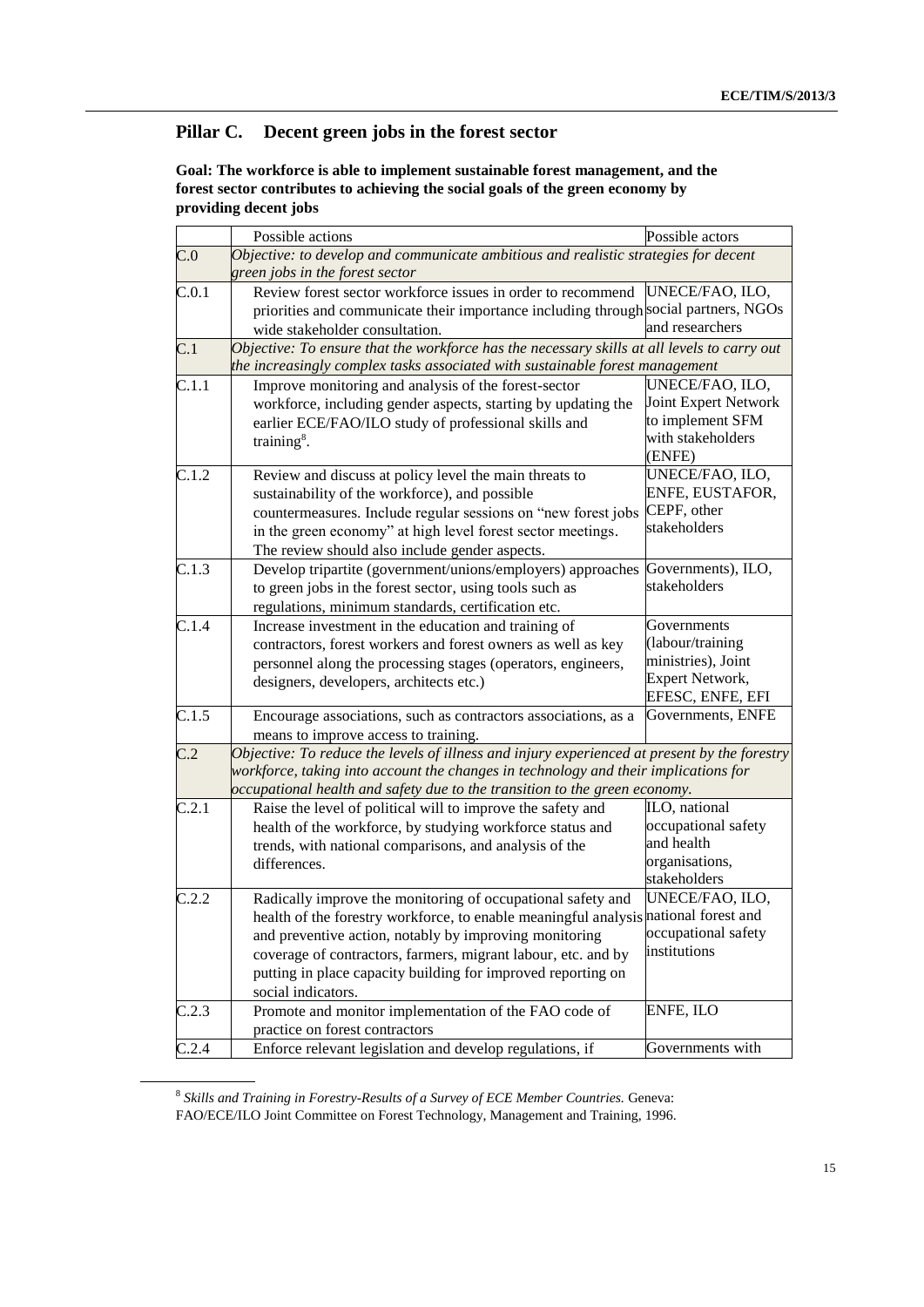## Pillar C. Decent green jobs in the forest sector

**Goal: The workforce is able to implement sustainable forest management, and the forest sector contributes to achieving the social goals of the green economy by providing decent jobs**

| | Possible actions | Possible actors |
|---|---|---|
| C.0 | *Objective: to develop and communicate ambitious and realistic strategies for decent green jobs in the forest sector* | |
| C.0.1 | Review forest sector workforce issues in order to recommend priorities and communicate their importance including through wide stakeholder consultation. | UNECE/FAO, ILO, social partners, NGOs and researchers |
| C.1 | *Objective: To ensure that the workforce has the necessary skills at all levels to carry out the increasingly complex tasks associated with sustainable forest management* | |
| C.1.1 | Improve monitoring and analysis of the forest-sector workforce, including gender aspects, starting by updating the earlier ECE/FAO/ILO study of professional skills and training[8]. | UNECE/FAO, ILO, Joint Expert Network to implement SFM with stakeholders (ENFE) |
| C.1.2 | Review and discuss at policy level the main threats to sustainability of the workforce), and possible countermeasures. Include regular sessions on "new forest jobs in the green economy" at high level forest sector meetings. The review should also include gender aspects. | UNECE/FAO, ILO, ENFE, EUSTAFOR, CEPF, other stakeholders |
| C.1.3 | Develop tripartite (government/unions/employers) approaches to green jobs in the forest sector, using tools such as regulations, minimum standards, certification etc. | Governments), ILO, stakeholders |
| C.1.4 | Increase investment in the education and training of contractors, forest workers and forest owners as well as key personnel along the processing stages (operators, engineers, designers, developers, architects etc.) | Governments (labour/training ministries), Joint Expert Network, EFESC, ENFE, EFI |
| C.1.5 | Encourage associations, such as contractors associations, as a means to improve access to training. | Governments, ENFE |
| C.2 | *Objective: To reduce the levels of illness and injury experienced at present by the forestry workforce, taking into account the changes in technology and their implications for occupational health and safety due to the transition to the green economy.* | |
| C.2.1 | Raise the level of political will to improve the safety and health of the workforce, by studying workforce status and trends, with national comparisons, and analysis of the differences. | ILO, national occupational safety and health organisations, stakeholders |
| C.2.2 | Radically improve the monitoring of occupational safety and health of the forestry workforce, to enable meaningful analysis and preventive action, notably by improving monitoring coverage of contractors, farmers, migrant labour, etc. and by putting in place capacity building for improved reporting on social indicators. | UNECE/FAO, ILO, national forest and occupational safety institutions |
| C.2.3 | Promote and monitor implementation of the FAO code of practice on forest contractors | ENFE, ILO |
| C.2.4 | Enforce relevant legislation and develop regulations, if | Governments with |

[8] *Skills and Training in Forestry-Results of a Survey of ECE Member Countries.* Geneva: FAO/ECE/ILO Joint Committee on Forest Technology, Management and Training, 1996.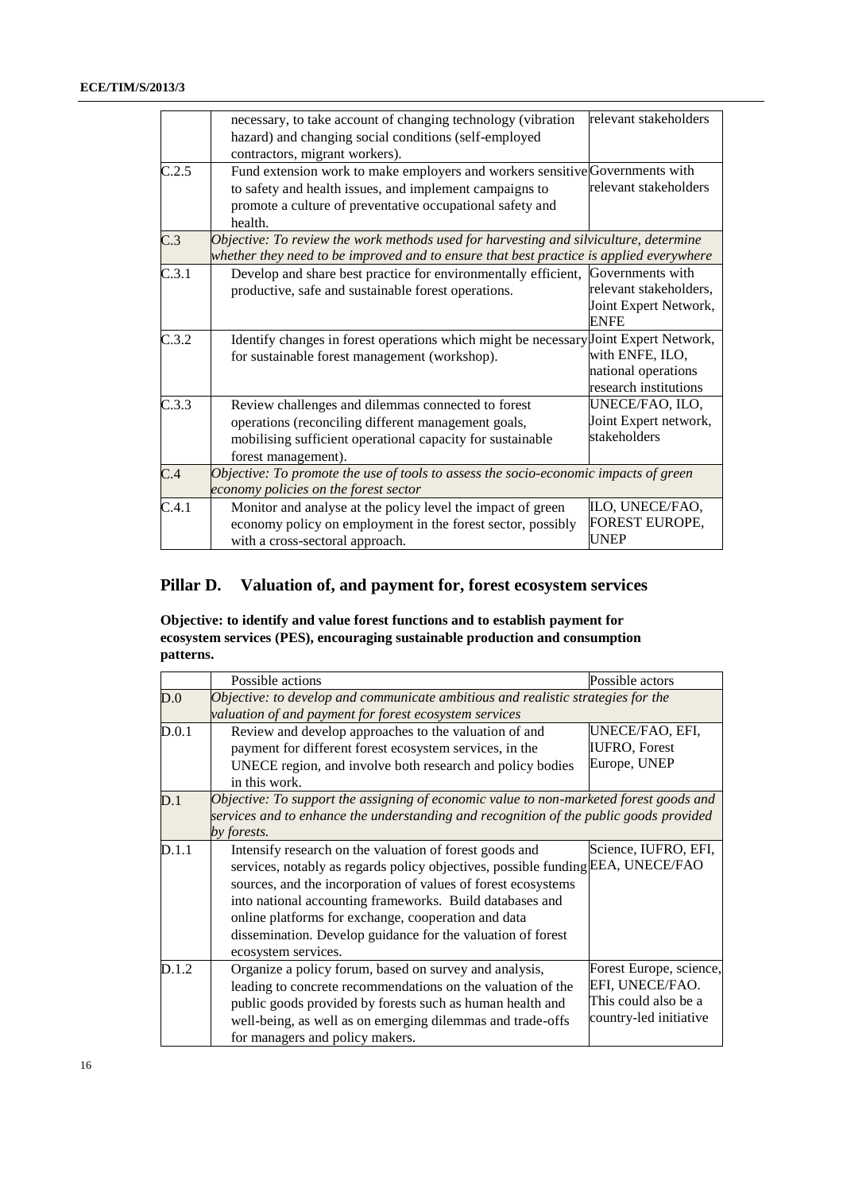| | | |
|---|---|---|
| | necessary, to take account of changing technology (vibration hazard) and changing social conditions (self-employed contractors, migrant workers). | relevant stakeholders |
| C.2.5 | Fund extension work to make employers and workers sensitive to safety and health issues, and implement campaigns to promote a culture of preventative occupational safety and health. | Governments with relevant stakeholders |
| C.3 | *Objective: To review the work methods used for harvesting and silviculture, determine whether they need to be improved and to ensure that best practice is applied everywhere* | |
| C.3.1 | Develop and share best practice for environmentally efficient, productive, safe and sustainable forest operations. | Governments with relevant stakeholders, Joint Expert Network, ENFE |
| C.3.2 | Identify changes in forest operations which might be necessary for sustainable forest management (workshop). | Joint Expert Network, with ENFE, ILO, national operations research institutions |
| C.3.3 | Review challenges and dilemmas connected to forest operations (reconciling different management goals, mobilising sufficient operational capacity for sustainable forest management). | UNECE/FAO, ILO, Joint Expert network, stakeholders |
| C.4 | *Objective: To promote the use of tools to assess the socio-economic impacts of green economy policies on the forest sector* | |
| C.4.1 | Monitor and analyse at the policy level the impact of green economy policy on employment in the forest sector, possibly with a cross-sectoral approach. | ILO, UNECE/FAO, FOREST EUROPE, UNEP |

## Pillar D. Valuation of, and payment for, forest ecosystem services

**Objective: to identify and value forest functions and to establish payment for ecosystem services (PES), encouraging sustainable production and consumption patterns.**

| | Possible actions | Possible actors |
|---|---|---|
| D.0 | *Objective: to develop and communicate ambitious and realistic strategies for the valuation of and payment for forest ecosystem services* | |
| D.0.1 | Review and develop approaches to the valuation of and payment for different forest ecosystem services, in the UNECE region, and involve both research and policy bodies in this work. | UNECE/FAO, EFI, IUFRO, Forest Europe, UNEP |
| D.1 | *Objective: To support the assigning of economic value to non-marketed forest goods and services and to enhance the understanding and recognition of the public goods provided by forests.* | |
| D.1.1 | Intensify research on the valuation of forest goods and services, notably as regards policy objectives, possible funding sources, and the incorporation of values of forest ecosystems into national accounting frameworks. Build databases and online platforms for exchange, cooperation and data dissemination. Develop guidance for the valuation of forest ecosystem services. | Science, IUFRO, EFI, EEA, UNECE/FAO |
| D.1.2 | Organize a policy forum, based on survey and analysis, leading to concrete recommendations on the valuation of the public goods provided by forests such as human health and well-being, as well as on emerging dilemmas and trade-offs for managers and policy makers. | Forest Europe, science, EFI, UNECE/FAO. This could also be a country-led initiative |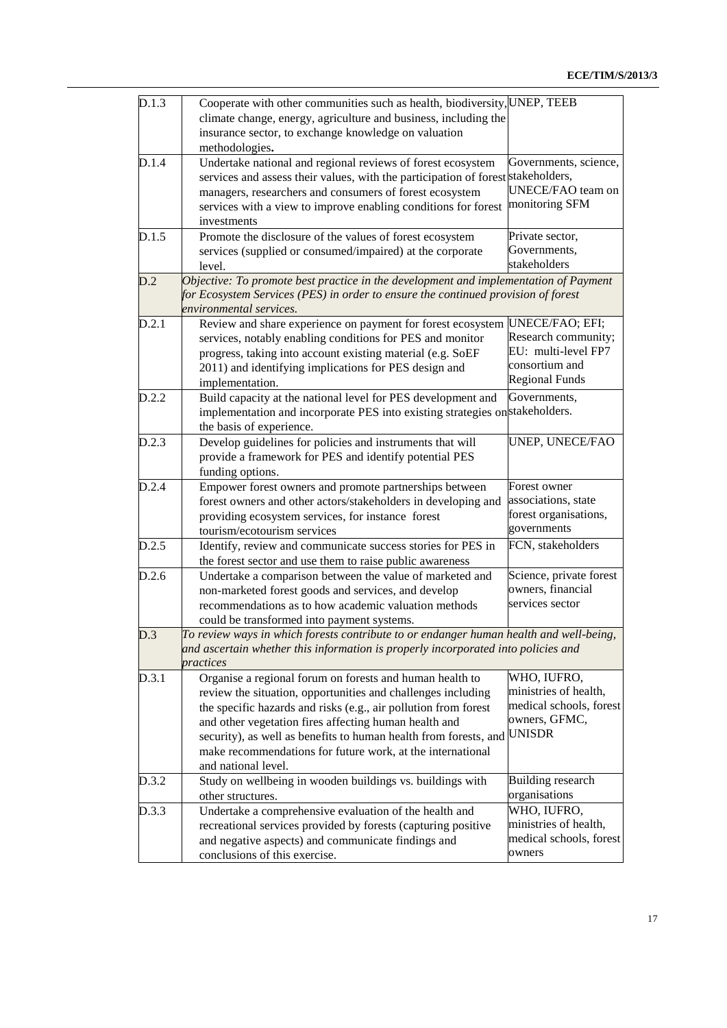| | | |
|---|---|---|
| D.1.3 | Cooperate with other communities such as health, biodiversity, climate change, energy, agriculture and business, including the insurance sector, to exchange knowledge on valuation methodologies**.** | UNEP, TEEB |
| D.1.4 | Undertake national and regional reviews of forest ecosystem services and assess their values, with the participation of forest managers, researchers and consumers of forest ecosystem services with a view to improve enabling conditions for forest investments | Governments, science, stakeholders, UNECE/FAO team on monitoring SFM |
| D.1.5 | Promote the disclosure of the values of forest ecosystem services (supplied or consumed/impaired) at the corporate level. | Private sector, Governments, stakeholders |
| D.2 | *Objective: To promote best practice in the development and implementation of Payment for Ecosystem Services (PES) in order to ensure the continued provision of forest environmental services.* | |
| D.2.1 | Review and share experience on payment for forest ecosystem services, notably enabling conditions for PES and monitor progress, taking into account existing material (e.g. SoEF 2011) and identifying implications for PES design and implementation. | UNECE/FAO; EFI; Research community; EU: multi-level FP7 consortium and Regional Funds |
| D.2.2 | Build capacity at the national level for PES development and implementation and incorporate PES into existing strategies on the basis of experience. | Governments, stakeholders. |
| D.2.3 | Develop guidelines for policies and instruments that will provide a framework for PES and identify potential PES funding options. | UNEP, UNECE/FAO |
| D.2.4 | Empower forest owners and promote partnerships between forest owners and other actors/stakeholders in developing and providing ecosystem services, for instance forest tourism/ecotourism services | Forest owner associations, state forest organisations, governments |
| D.2.5 | Identify, review and communicate success stories for PES in the forest sector and use them to raise public awareness | FCN, stakeholders |
| D.2.6 | Undertake a comparison between the value of marketed and non-marketed forest goods and services, and develop recommendations as to how academic valuation methods could be transformed into payment systems. | Science, private forest owners, financial services sector |
| D.3 | *To review ways in which forests contribute to or endanger human health and well-being, and ascertain whether this information is properly incorporated into policies and practices* | |
| D.3.1 | Organise a regional forum on forests and human health to review the situation, opportunities and challenges including the specific hazards and risks (e.g., air pollution from forest and other vegetation fires affecting human health and security), as well as benefits to human health from forests, and make recommendations for future work, at the international and national level. | WHO, IUFRO, ministries of health, medical schools, forest owners, GFMC, UNISDR |
| D.3.2 | Study on wellbeing in wooden buildings vs. buildings with other structures. | Building research organisations |
| D.3.3 | Undertake a comprehensive evaluation of the health and recreational services provided by forests (capturing positive and negative aspects) and communicate findings and conclusions of this exercise. | WHO, IUFRO, ministries of health, medical schools, forest owners |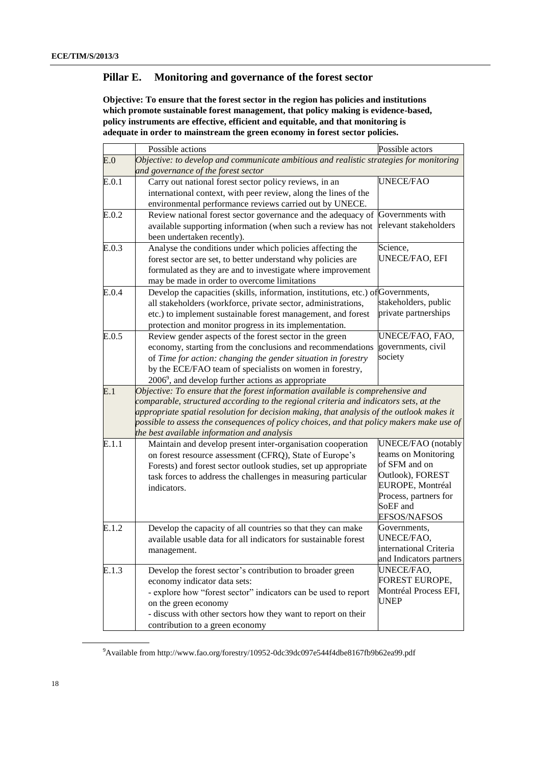## Pillar E. Monitoring and governance of the forest sector

**Objective: To ensure that the forest sector in the region has policies and institutions which promote sustainable forest management, that policy making is evidence-based, policy instruments are effective, efficient and equitable, and that monitoring is adequate in order to mainstream the green economy in forest sector policies.**

| | Possible actions | Possible actors |
|---|---|---|
| E.0 | *Objective: to develop and communicate ambitious and realistic strategies for monitoring and governance of the forest sector* | |
| E.0.1 | Carry out national forest sector policy reviews, in an international context, with peer review, along the lines of the environmental performance reviews carried out by UNECE. | UNECE/FAO |
| E.0.2 | Review national forest sector governance and the adequacy of available supporting information (when such a review has not been undertaken recently). | Governments with relevant stakeholders |
| E.0.3 | Analyse the conditions under which policies affecting the forest sector are set, to better understand why policies are formulated as they are and to investigate where improvement may be made in order to overcome limitations | Science, UNECE/FAO, EFI |
| E.0.4 | Develop the capacities (skills, information, institutions, etc.) of all stakeholders (workforce, private sector, administrations, etc.) to implement sustainable forest management, and forest protection and monitor progress in its implementation. | Governments, stakeholders, public private partnerships |
| E.0.5 | Review gender aspects of the forest sector in the green economy, starting from the conclusions and recommendations of *Time for action: changing the gender situation in forestry* by the ECE/FAO team of specialists on women in forestry, 2006[9], and develop further actions as appropriate | UNECE/FAO, FAO, governments, civil society |
| E.1 | *Objective: To ensure that the forest information available is comprehensive and comparable, structured according to the regional criteria and indicators sets, at the appropriate spatial resolution for decision making, that analysis of the outlook makes it possible to assess the consequences of policy choices, and that policy makers make use of the best available information and analysis* | |
| E.1.1 | Maintain and develop present inter-organisation cooperation on forest resource assessment (CFRQ), State of Europe's Forests) and forest sector outlook studies, set up appropriate task forces to address the challenges in measuring particular indicators. | UNECE/FAO (notably teams on Monitoring of SFM and on Outlook), FOREST EUROPE, Montréal Process, partners for SoEF and EFSOS/NAFSOS |
| E.1.2 | Develop the capacity of all countries so that they can make available usable data for all indicators for sustainable forest management. | Governments, UNECE/FAO, international Criteria and Indicators partners |
| E.1.3 | Develop the forest sector's contribution to broader green economy indicator data sets:<br>- explore how "forest sector" indicators can be used to report on the green economy<br>- discuss with other sectors how they want to report on their contribution to a green economy | UNECE/FAO, FOREST EUROPE, Montréal Process EFI, UNEP |

[9]Available from http://www.fao.org/forestry/10952-0dc39dc097e544f4dbe8167fb9b62ea99.pdf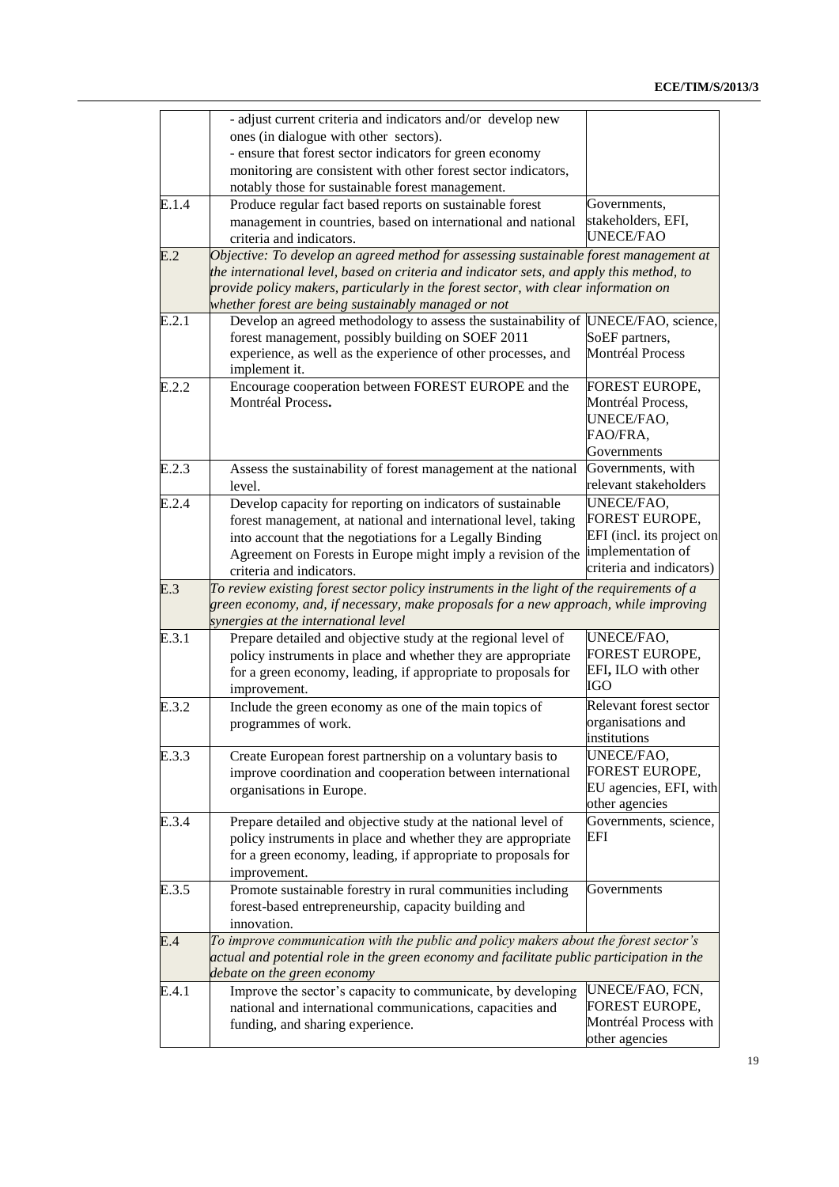| | | |
|---|---|---|
| | - adjust current criteria and indicators and/or develop new ones (in dialogue with other sectors).<br>- ensure that forest sector indicators for green economy monitoring are consistent with other forest sector indicators, notably those for sustainable forest management. | |
| E.1.4 | Produce regular fact based reports on sustainable forest management in countries, based on international and national criteria and indicators. | Governments, stakeholders, EFI, UNECE/FAO |
| E.2 | *Objective: To develop an agreed method for assessing sustainable forest management at the international level, based on criteria and indicator sets, and apply this method, to provide policy makers, particularly in the forest sector, with clear information on whether forest are being sustainably managed or not* | |
| E.2.1 | Develop an agreed methodology to assess the sustainability of forest management, possibly building on SOEF 2011 experience, as well as the experience of other processes, and implement it. | UNECE/FAO, science, SoEF partners, Montréal Process |
| E.2.2 | Encourage cooperation between FOREST EUROPE and the Montréal Process**.** | FOREST EUROPE, Montréal Process, UNECE/FAO, FAO/FRA, Governments |
| E.2.3 | Assess the sustainability of forest management at the national level. | Governments, with relevant stakeholders |
| E.2.4 | Develop capacity for reporting on indicators of sustainable forest management, at national and international level, taking into account that the negotiations for a Legally Binding Agreement on Forests in Europe might imply a revision of the criteria and indicators. | UNECE/FAO, FOREST EUROPE, EFI (incl. its project on implementation of criteria and indicators) |
| E.3 | *To review existing forest sector policy instruments in the light of the requirements of a green economy, and, if necessary, make proposals for a new approach, while improving synergies at the international level* | |
| E.3.1 | Prepare detailed and objective study at the regional level of policy instruments in place and whether they are appropriate for a green economy, leading, if appropriate to proposals for improvement. | UNECE/FAO, FOREST EUROPE, EFI**,** ILO with other IGO |
| E.3.2 | Include the green economy as one of the main topics of programmes of work. | Relevant forest sector organisations and institutions |
| E.3.3 | Create European forest partnership on a voluntary basis to improve coordination and cooperation between international organisations in Europe. | UNECE/FAO, FOREST EUROPE, EU agencies, EFI, with other agencies |
| E.3.4 | Prepare detailed and objective study at the national level of policy instruments in place and whether they are appropriate for a green economy, leading, if appropriate to proposals for improvement. | Governments, science, EFI |
| E.3.5 | Promote sustainable forestry in rural communities including forest-based entrepreneurship, capacity building and innovation. | Governments |
| E.4 | *To improve communication with the public and policy makers about the forest sector's actual and potential role in the green economy and facilitate public participation in the debate on the green economy* | |
| E.4.1 | Improve the sector's capacity to communicate, by developing national and international communications, capacities and funding, and sharing experience. | UNECE/FAO, FCN, FOREST EUROPE, Montréal Process with other agencies |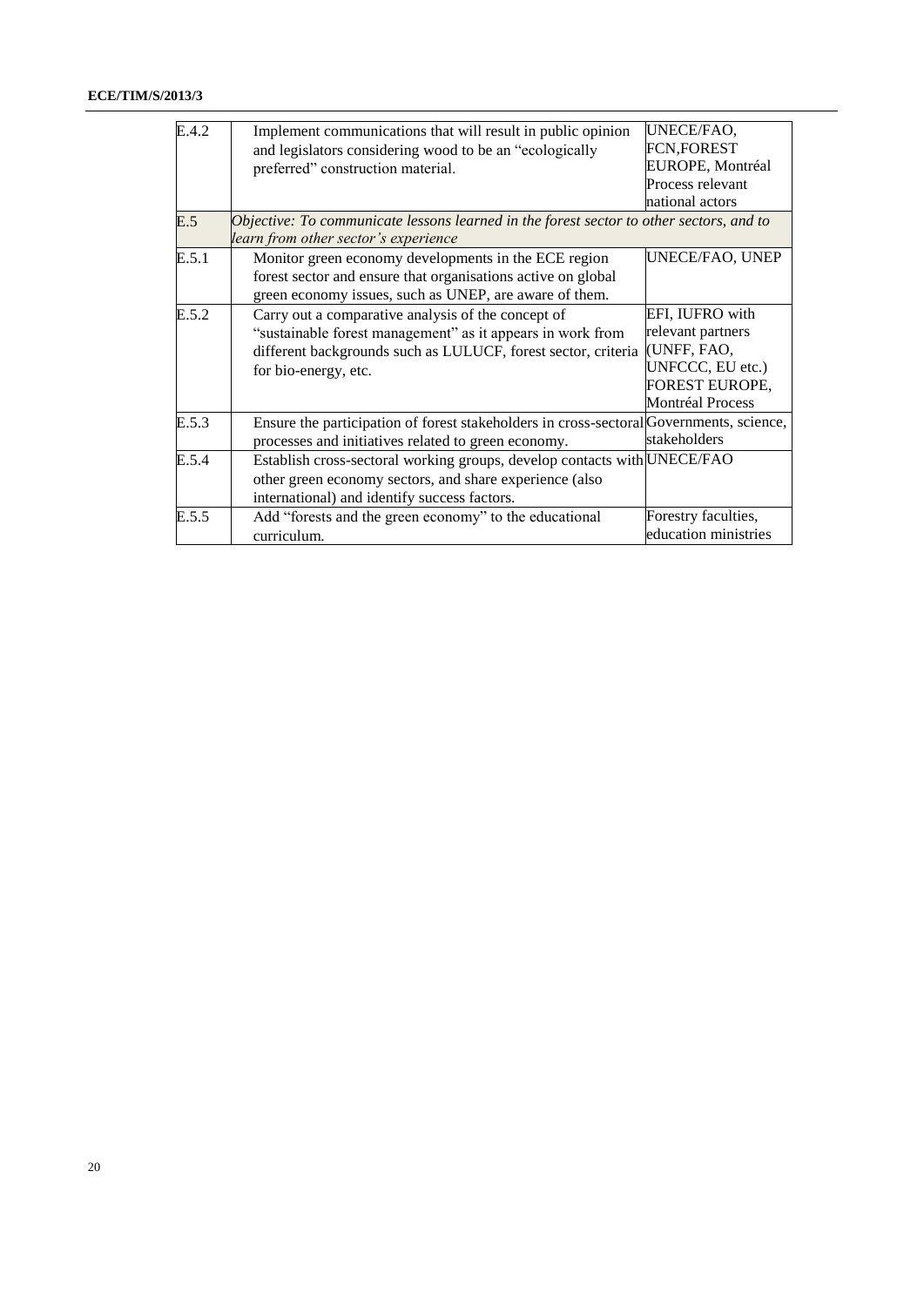| | | |
|---|---|---|
| E.4.2 | Implement communications that will result in public opinion and legislators considering wood to be an "ecologically preferred" construction material. | UNECE/FAO, FCN,FOREST EUROPE, Montréal Process relevant national actors |
| E.5 | *Objective: To communicate lessons learned in the forest sector to other sectors, and to learn from other sector's experience* | |
| E.5.1 | Monitor green economy developments in the ECE region forest sector and ensure that organisations active on global green economy issues, such as UNEP, are aware of them. | UNECE/FAO, UNEP |
| E.5.2 | Carry out a comparative analysis of the concept of "sustainable forest management" as it appears in work from different backgrounds such as LULUCF, forest sector, criteria for bio-energy, etc. | EFI, IUFRO with relevant partners (UNFF, FAO, UNFCCC, EU etc.) FOREST EUROPE, Montréal Process |
| E.5.3 | Ensure the participation of forest stakeholders in cross-sectoral processes and initiatives related to green economy. | Governments, science, stakeholders |
| E.5.4 | Establish cross-sectoral working groups, develop contacts with other green economy sectors, and share experience (also international) and identify success factors. | UNECE/FAO |
| E.5.5 | Add "forests and the green economy" to the educational curriculum. | Forestry faculties, education ministries |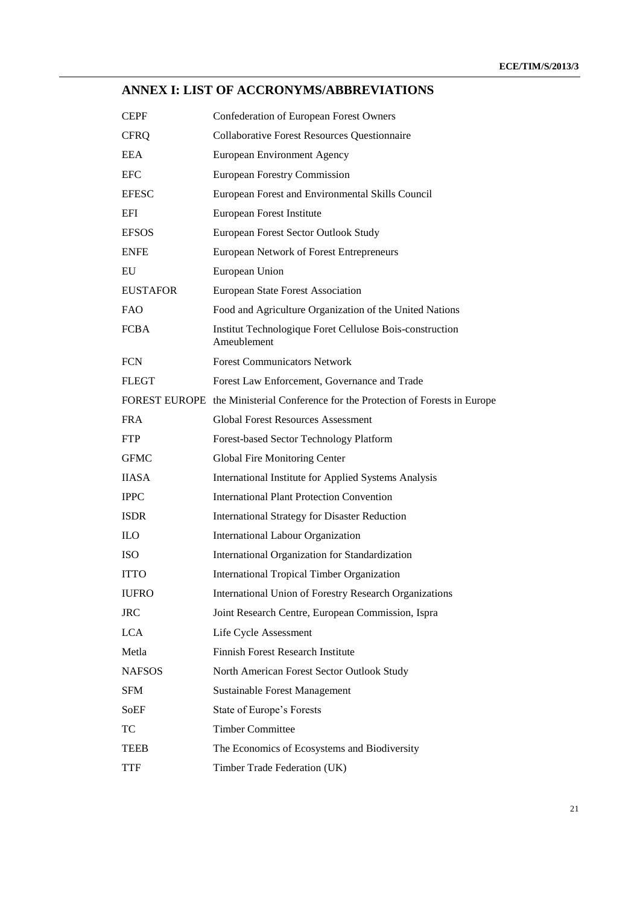## ANNEX I: LIST OF ACCRONYMS/ABBREVIATIONS

| | |
|---|---|
| CEPF | Confederation of European Forest Owners |
| CFRQ | Collaborative Forest Resources Questionnaire |
| EEA | European Environment Agency |
| EFC | European Forestry Commission |
| EFESC | European Forest and Environmental Skills Council |
| EFI | European Forest Institute |
| EFSOS | European Forest Sector Outlook Study |
| ENFE | European Network of Forest Entrepreneurs |
| EU | European Union |
| EUSTAFOR | European State Forest Association |
| FAO | Food and Agriculture Organization of the United Nations |
| FCBA | Institut Technologique Foret Cellulose Bois-construction Ameublement |
| FCN | Forest Communicators Network |
| FLEGT | Forest Law Enforcement, Governance and Trade |
| FOREST EUROPE | the Ministerial Conference for the Protection of Forests in Europe |
| FRA | Global Forest Resources Assessment |
| FTP | Forest-based Sector Technology Platform |
| GFMC | Global Fire Monitoring Center |
| IIASA | International Institute for Applied Systems Analysis |
| IPPC | International Plant Protection Convention |
| ISDR | International Strategy for Disaster Reduction |
| ILO | International Labour Organization |
| ISO | International Organization for Standardization |
| ITTO | International Tropical Timber Organization |
| IUFRO | International Union of Forestry Research Organizations |
| JRC | Joint Research Centre, European Commission, Ispra |
| LCA | Life Cycle Assessment |
| Metla | Finnish Forest Research Institute |
| NAFSOS | North American Forest Sector Outlook Study |
| SFM | Sustainable Forest Management |
| SoEF | State of Europe's Forests |
| TC | Timber Committee |
| TEEB | The Economics of Ecosystems and Biodiversity |
| TTF | Timber Trade Federation (UK) |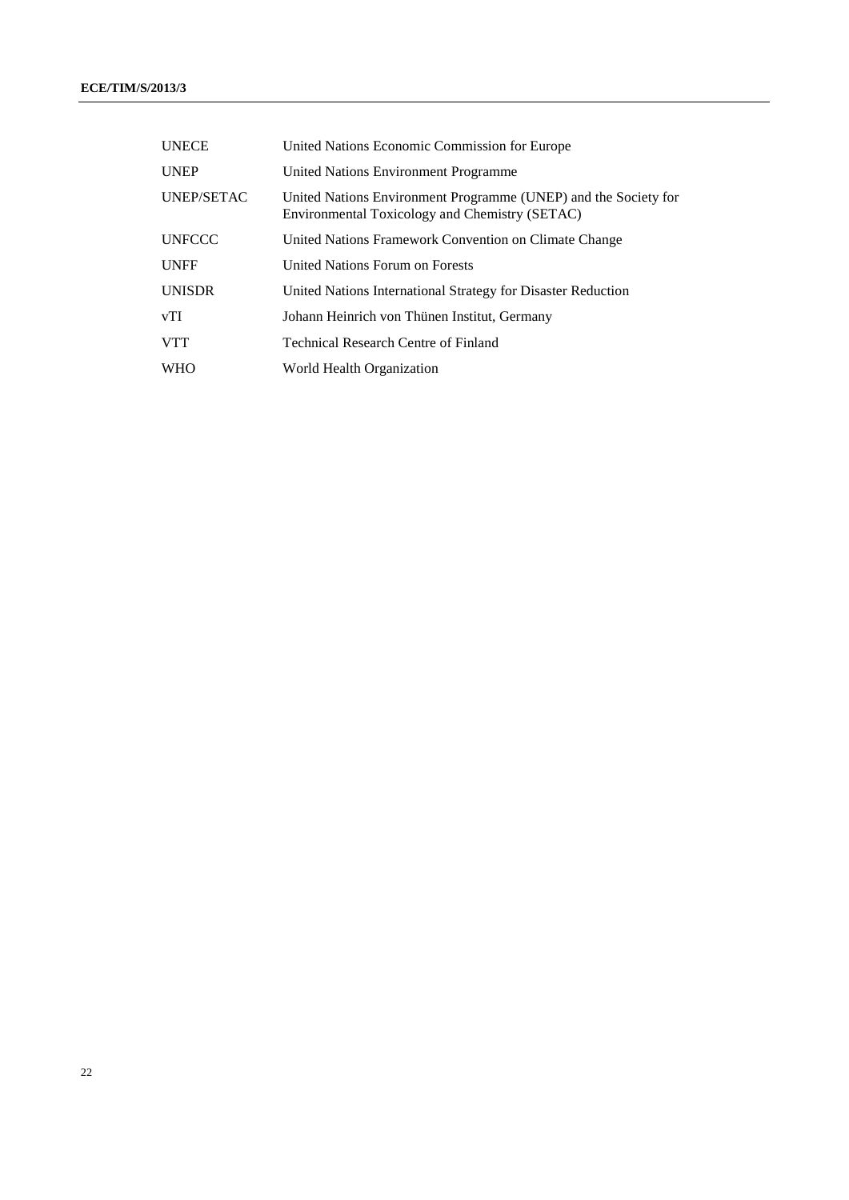| | |
|---|---|
| UNECE | United Nations Economic Commission for Europe |
| UNEP | United Nations Environment Programme |
| UNEP/SETAC | United Nations Environment Programme (UNEP) and the Society for Environmental Toxicology and Chemistry (SETAC) |
| UNFCCC | United Nations Framework Convention on Climate Change |
| UNFF | United Nations Forum on Forests |
| UNISDR | United Nations International Strategy for Disaster Reduction |
| vTI | Johann Heinrich von Thünen Institut, Germany |
| VTT | Technical Research Centre of Finland |
| WHO | World Health Organization |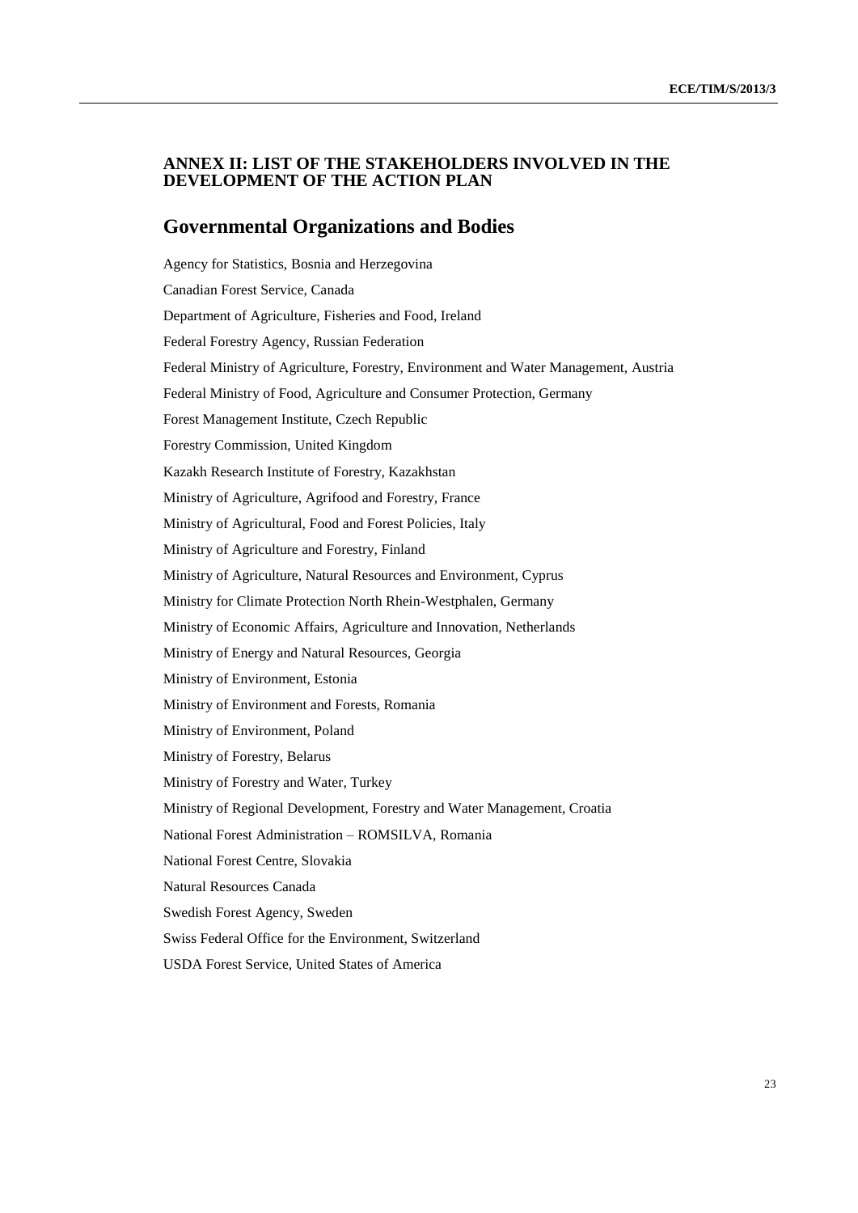# ANNEX II: LIST OF THE STAKEHOLDERS INVOLVED IN THE DEVELOPMENT OF THE ACTION PLAN

## Governmental Organizations and Bodies

Agency for Statistics, Bosnia and Herzegovina

Canadian Forest Service, Canada

Department of Agriculture, Fisheries and Food, Ireland

Federal Forestry Agency, Russian Federation

Federal Ministry of Agriculture, Forestry, Environment and Water Management, Austria

Federal Ministry of Food, Agriculture and Consumer Protection, Germany

Forest Management Institute, Czech Republic

Forestry Commission, United Kingdom

Kazakh Research Institute of Forestry, Kazakhstan

Ministry of Agriculture, Agrifood and Forestry, France

Ministry of Agricultural, Food and Forest Policies, Italy

Ministry of Agriculture and Forestry, Finland

Ministry of Agriculture, Natural Resources and Environment, Cyprus

Ministry for Climate Protection North Rhein-Westphalen, Germany

Ministry of Economic Affairs, Agriculture and Innovation, Netherlands

Ministry of Energy and Natural Resources, Georgia

Ministry of Environment, Estonia

Ministry of Environment and Forests, Romania

Ministry of Environment, Poland

Ministry of Forestry, Belarus

Ministry of Forestry and Water, Turkey

Ministry of Regional Development, Forestry and Water Management, Croatia

National Forest Administration – ROMSILVA, Romania

National Forest Centre, Slovakia

Natural Resources Canada

Swedish Forest Agency, Sweden

Swiss Federal Office for the Environment, Switzerland

USDA Forest Service, United States of America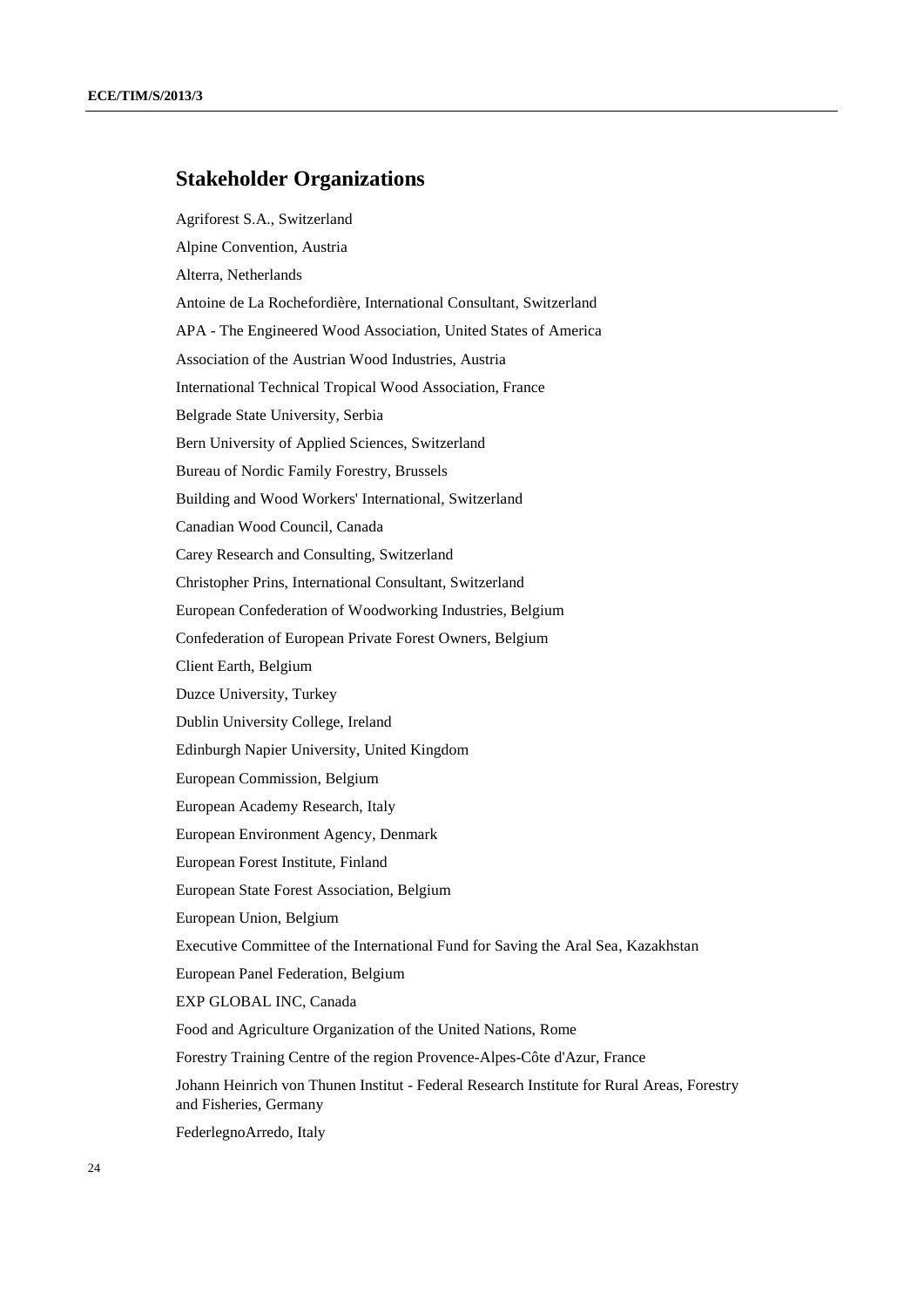## Stakeholder Organizations

Agriforest S.A., Switzerland

Alpine Convention, Austria

Alterra, Netherlands

Antoine de La Rochefordière, International Consultant, Switzerland

APA - The Engineered Wood Association, United States of America

Association of the Austrian Wood Industries, Austria

International Technical Tropical Wood Association, France

Belgrade State University, Serbia

Bern University of Applied Sciences, Switzerland

Bureau of Nordic Family Forestry, Brussels

Building and Wood Workers' International, Switzerland

Canadian Wood Council, Canada

Carey Research and Consulting, Switzerland

Christopher Prins, International Consultant, Switzerland

European Confederation of Woodworking Industries, Belgium

Confederation of European Private Forest Owners, Belgium

Client Earth, Belgium

Duzce University, Turkey

Dublin University College, Ireland

Edinburgh Napier University, United Kingdom

European Commission, Belgium

European Academy Research, Italy

European Environment Agency, Denmark

European Forest Institute, Finland

European State Forest Association, Belgium

European Union, Belgium

Executive Committee of the International Fund for Saving the Aral Sea, Kazakhstan

European Panel Federation, Belgium

EXP GLOBAL INC, Canada

Food and Agriculture Organization of the United Nations, Rome

Forestry Training Centre of the region Provence-Alpes-Côte d'Azur, France

Johann Heinrich von Thunen Institut - Federal Research Institute for Rural Areas, Forestry and Fisheries, Germany

FederlegnoArredo, Italy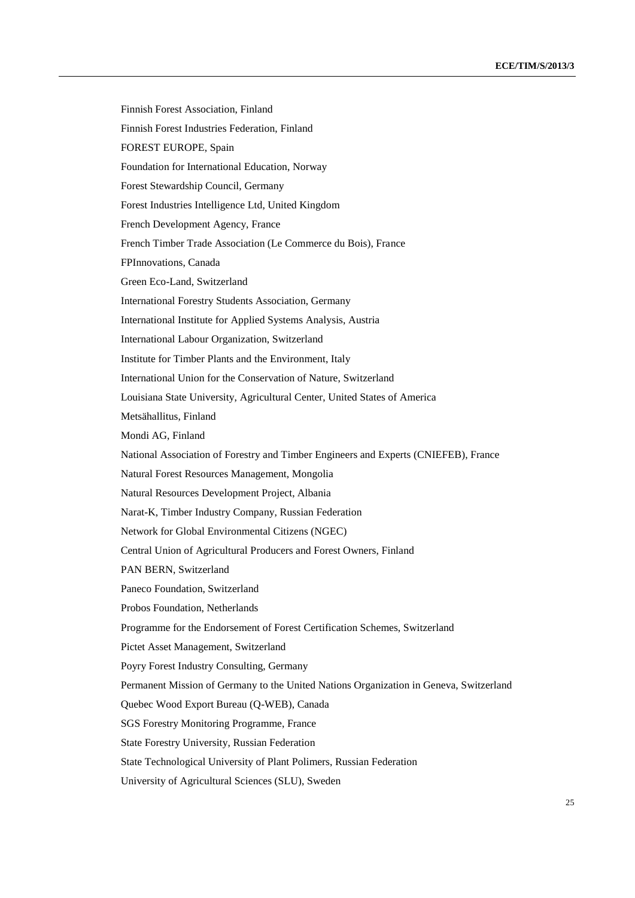Finnish Forest Association, Finland

Finnish Forest Industries Federation, Finland

FOREST EUROPE, Spain

Foundation for International Education, Norway

Forest Stewardship Council, Germany

Forest Industries Intelligence Ltd, United Kingdom

French Development Agency, France

French Timber Trade Association (Le Commerce du Bois), France

FPInnovations, Canada

Green Eco-Land, Switzerland

International Forestry Students Association, Germany

International Institute for Applied Systems Analysis, Austria

International Labour Organization, Switzerland

Institute for Timber Plants and the Environment, Italy

International Union for the Conservation of Nature, Switzerland

Louisiana State University, Agricultural Center, United States of America

Metsähallitus, Finland

Mondi AG, Finland

National Association of Forestry and Timber Engineers and Experts (CNIEFEB), France

Natural Forest Resources Management, Mongolia

Natural Resources Development Project, Albania

Narat-K, Timber Industry Company, Russian Federation

Network for Global Environmental Citizens (NGEC)

Central Union of Agricultural Producers and Forest Owners, Finland

PAN BERN, Switzerland

Paneco Foundation, Switzerland

Probos Foundation, Netherlands

Programme for the Endorsement of Forest Certification Schemes, Switzerland

Pictet Asset Management, Switzerland

Poyry Forest Industry Consulting, Germany

Permanent Mission of Germany to the United Nations Organization in Geneva, Switzerland

Quebec Wood Export Bureau (Q-WEB), Canada

SGS Forestry Monitoring Programme, France

State Forestry University, Russian Federation

State Technological University of Plant Polimers, Russian Federation

University of Agricultural Sciences (SLU), Sweden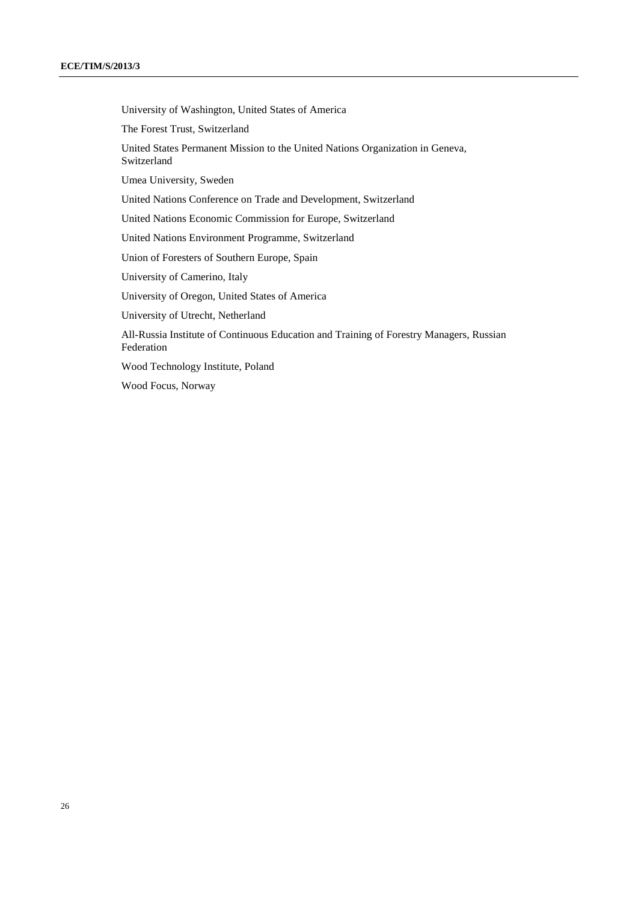University of Washington, United States of America

The Forest Trust, Switzerland

United States Permanent Mission to the United Nations Organization in Geneva, Switzerland

Umea University, Sweden

United Nations Conference on Trade and Development, Switzerland

United Nations Economic Commission for Europe, Switzerland

United Nations Environment Programme, Switzerland

Union of Foresters of Southern Europe, Spain

University of Camerino, Italy

University of Oregon, United States of America

University of Utrecht, Netherland

All-Russia Institute of Continuous Education and Training of Forestry Managers, Russian Federation

Wood Technology Institute, Poland

Wood Focus, Norway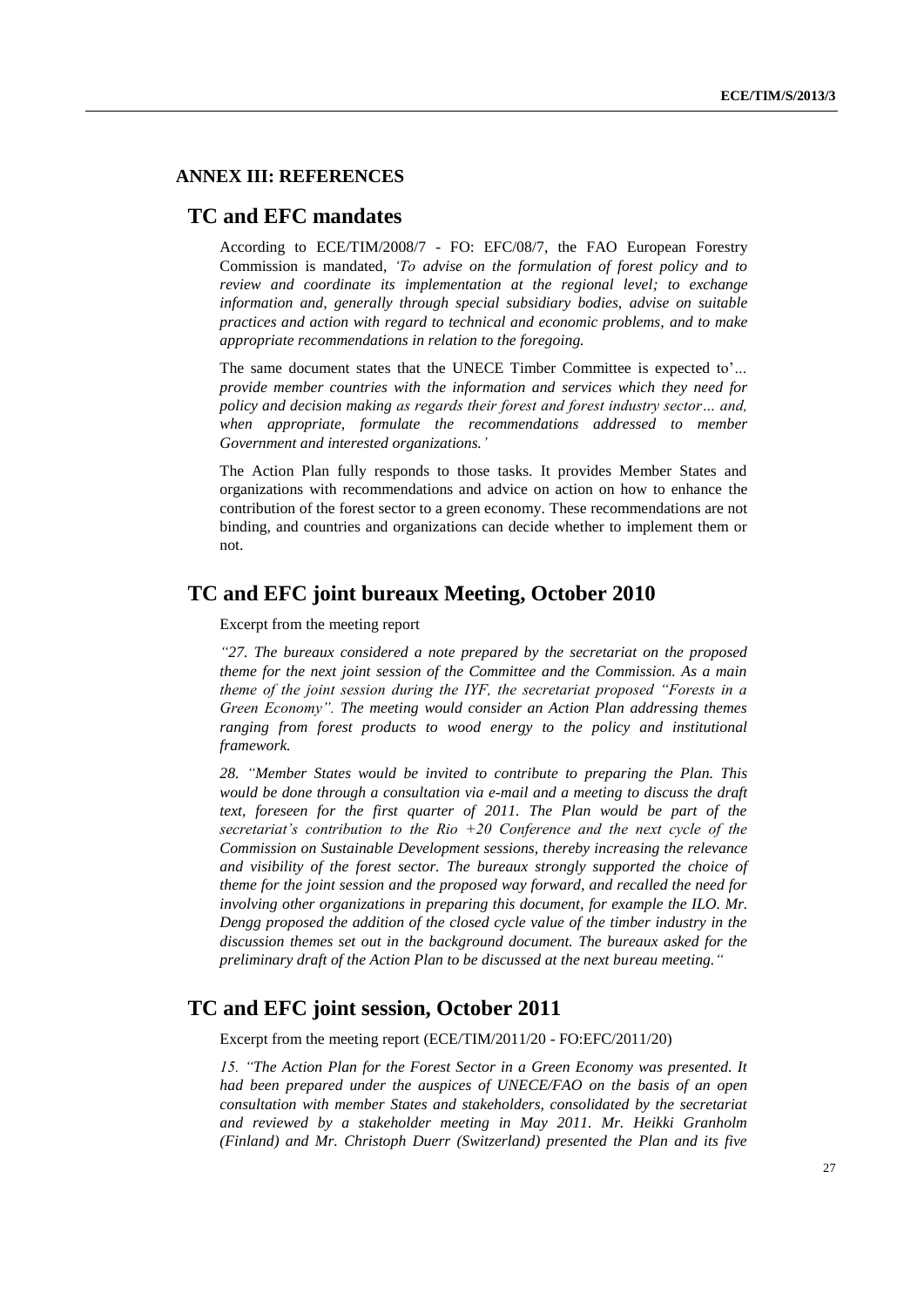## ANNEX III: REFERENCES

# TC and EFC mandates

According to ECE/TIM/2008/7 - FO: EFC/08/7, the FAO European Forestry Commission is mandated, *'To advise on the formulation of forest policy and to review and coordinate its implementation at the regional level; to exchange information and, generally through special subsidiary bodies, advise on suitable practices and action with regard to technical and economic problems, and to make appropriate recommendations in relation to the foregoing.*

The same document states that the UNECE Timber Committee is expected to'*... provide member countries with the information and services which they need for policy and decision making as regards their forest and forest industry sector… and, when appropriate, formulate the recommendations addressed to member Government and interested organizations.'*

The Action Plan fully responds to those tasks. It provides Member States and organizations with recommendations and advice on action on how to enhance the contribution of the forest sector to a green economy. These recommendations are not binding, and countries and organizations can decide whether to implement them or not.

# TC and EFC joint bureaux Meeting, October 2010

Excerpt from the meeting report

*"27. The bureaux considered a note prepared by the secretariat on the proposed theme for the next joint session of the Committee and the Commission. As a main theme of the joint session during the IYF, the secretariat proposed "Forests in a Green Economy". The meeting would consider an Action Plan addressing themes ranging from forest products to wood energy to the policy and institutional framework.*

*28. "Member States would be invited to contribute to preparing the Plan. This would be done through a consultation via e-mail and a meeting to discuss the draft text, foreseen for the first quarter of 2011. The Plan would be part of the secretariat's contribution to the Rio +20 Conference and the next cycle of the Commission on Sustainable Development sessions, thereby increasing the relevance and visibility of the forest sector. The bureaux strongly supported the choice of theme for the joint session and the proposed way forward, and recalled the need for involving other organizations in preparing this document, for example the ILO. Mr. Dengg proposed the addition of the closed cycle value of the timber industry in the discussion themes set out in the background document. The bureaux asked for the preliminary draft of the Action Plan to be discussed at the next bureau meeting."*

# TC and EFC joint session, October 2011

Excerpt from the meeting report (ECE/TIM/2011/20 - FO:EFC/2011/20)

*15. "The Action Plan for the Forest Sector in a Green Economy was presented. It had been prepared under the auspices of UNECE/FAO on the basis of an open consultation with member States and stakeholders, consolidated by the secretariat and reviewed by a stakeholder meeting in May 2011. Mr. Heikki Granholm (Finland) and Mr. Christoph Duerr (Switzerland) presented the Plan and its five*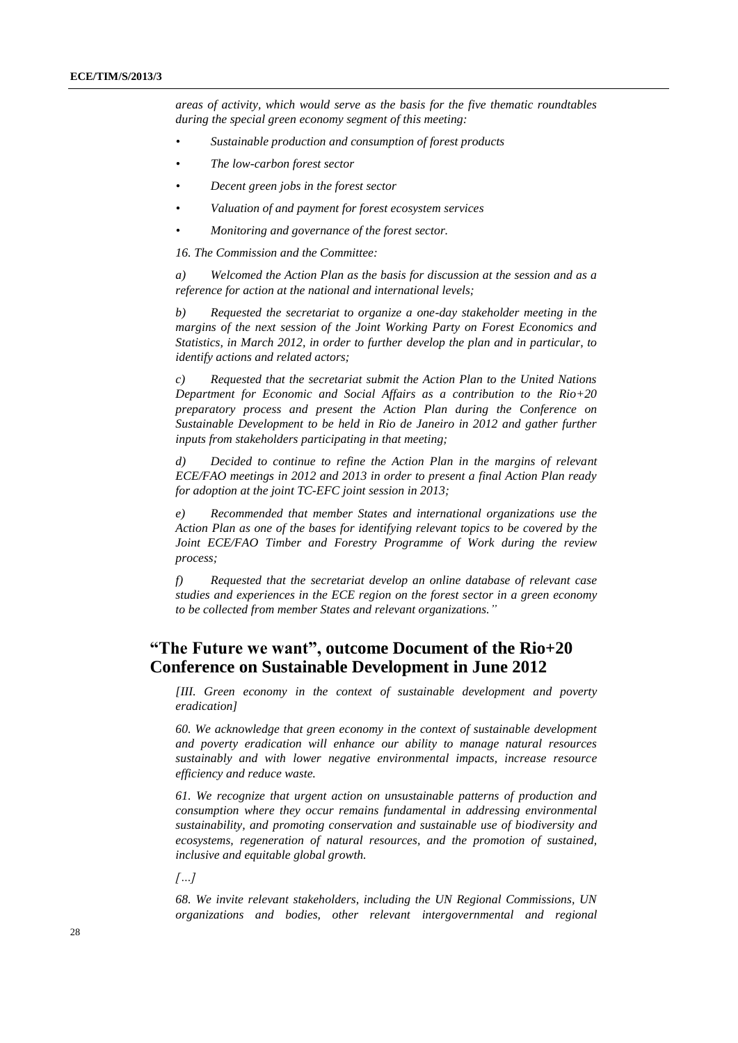*areas of activity, which would serve as the basis for the five thematic roundtables during the special green economy segment of this meeting:*

- *Sustainable production and consumption of forest products*
- *The low-carbon forest sector*
- *Decent green jobs in the forest sector*
- *Valuation of and payment for forest ecosystem services*
- *Monitoring and governance of the forest sector.*

*16. The Commission and the Committee:*

*a) Welcomed the Action Plan as the basis for discussion at the session and as a reference for action at the national and international levels;*

*b) Requested the secretariat to organize a one-day stakeholder meeting in the margins of the next session of the Joint Working Party on Forest Economics and Statistics, in March 2012, in order to further develop the plan and in particular, to identify actions and related actors;*

*c) Requested that the secretariat submit the Action Plan to the United Nations Department for Economic and Social Affairs as a contribution to the Rio+20 preparatory process and present the Action Plan during the Conference on Sustainable Development to be held in Rio de Janeiro in 2012 and gather further inputs from stakeholders participating in that meeting;*

*d) Decided to continue to refine the Action Plan in the margins of relevant ECE/FAO meetings in 2012 and 2013 in order to present a final Action Plan ready for adoption at the joint TC-EFC joint session in 2013;*

*e) Recommended that member States and international organizations use the Action Plan as one of the bases for identifying relevant topics to be covered by the Joint ECE/FAO Timber and Forestry Programme of Work during the review process;*

*f) Requested that the secretariat develop an online database of relevant case studies and experiences in the ECE region on the forest sector in a green economy to be collected from member States and relevant organizations."*

## "The Future we want", outcome Document of the Rio+20 Conference on Sustainable Development in June 2012

*[III. Green economy in the context of sustainable development and poverty eradication]*

*60. We acknowledge that green economy in the context of sustainable development and poverty eradication will enhance our ability to manage natural resources sustainably and with lower negative environmental impacts, increase resource efficiency and reduce waste.*

*61. We recognize that urgent action on unsustainable patterns of production and consumption where they occur remains fundamental in addressing environmental sustainability, and promoting conservation and sustainable use of biodiversity and ecosystems, regeneration of natural resources, and the promotion of sustained, inclusive and equitable global growth.*

*[…]*

*68. We invite relevant stakeholders, including the UN Regional Commissions, UN organizations and bodies, other relevant intergovernmental and regional*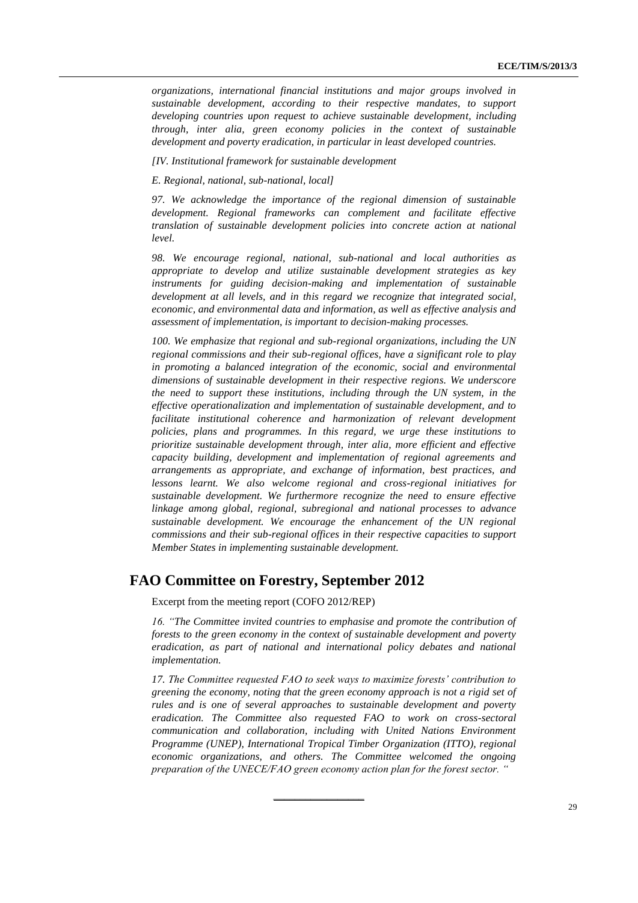*organizations, international financial institutions and major groups involved in sustainable development, according to their respective mandates, to support developing countries upon request to achieve sustainable development, including through, inter alia, green economy policies in the context of sustainable development and poverty eradication, in particular in least developed countries.*

*[IV. Institutional framework for sustainable development*

*E. Regional, national, sub-national, local]*

*97. We acknowledge the importance of the regional dimension of sustainable development. Regional frameworks can complement and facilitate effective translation of sustainable development policies into concrete action at national level.*

*98. We encourage regional, national, sub-national and local authorities as appropriate to develop and utilize sustainable development strategies as key instruments for guiding decision-making and implementation of sustainable development at all levels, and in this regard we recognize that integrated social, economic, and environmental data and information, as well as effective analysis and assessment of implementation, is important to decision-making processes.*

*100. We emphasize that regional and sub-regional organizations, including the UN regional commissions and their sub-regional offices, have a significant role to play in promoting a balanced integration of the economic, social and environmental dimensions of sustainable development in their respective regions. We underscore the need to support these institutions, including through the UN system, in the effective operationalization and implementation of sustainable development, and to facilitate institutional coherence and harmonization of relevant development policies, plans and programmes. In this regard, we urge these institutions to prioritize sustainable development through, inter alia, more efficient and effective capacity building, development and implementation of regional agreements and arrangements as appropriate, and exchange of information, best practices, and lessons learnt. We also welcome regional and cross-regional initiatives for sustainable development. We furthermore recognize the need to ensure effective linkage among global, regional, subregional and national processes to advance sustainable development. We encourage the enhancement of the UN regional commissions and their sub-regional offices in their respective capacities to support Member States in implementing sustainable development.*

## FAO Committee on Forestry, September 2012

Excerpt from the meeting report (COFO 2012/REP)

*16. "The Committee invited countries to emphasise and promote the contribution of forests to the green economy in the context of sustainable development and poverty eradication, as part of national and international policy debates and national implementation.*

*17. The Committee requested FAO to seek ways to maximize forests' contribution to greening the economy, noting that the green economy approach is not a rigid set of rules and is one of several approaches to sustainable development and poverty eradication. The Committee also requested FAO to work on cross-sectoral communication and collaboration, including with United Nations Environment Programme (UNEP), International Tropical Timber Organization (ITTO), regional economic organizations, and others. The Committee welcomed the ongoing preparation of the UNECE/FAO green economy action plan for the forest sector. "*